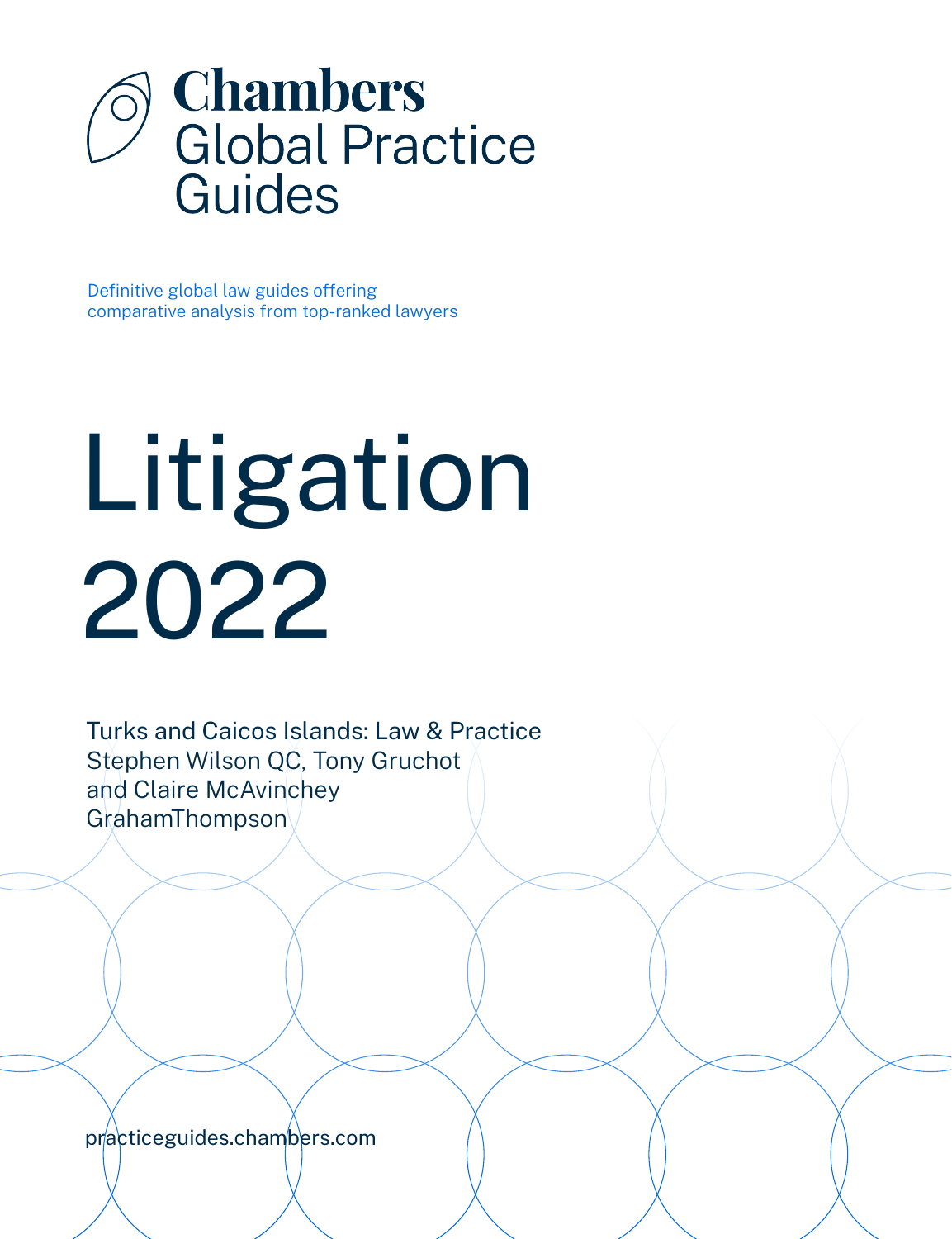# Chambers Global Practice Guides

Definitive global law guides offering comparative analysis from top-ranked lawyers

# Litigation 2022

Turks and Caicos Islands: Law & Practice
Stephen Wilson QC, Tony Gruchot and Claire McAvinchey
GrahamThompson

practiceguides.chambers.com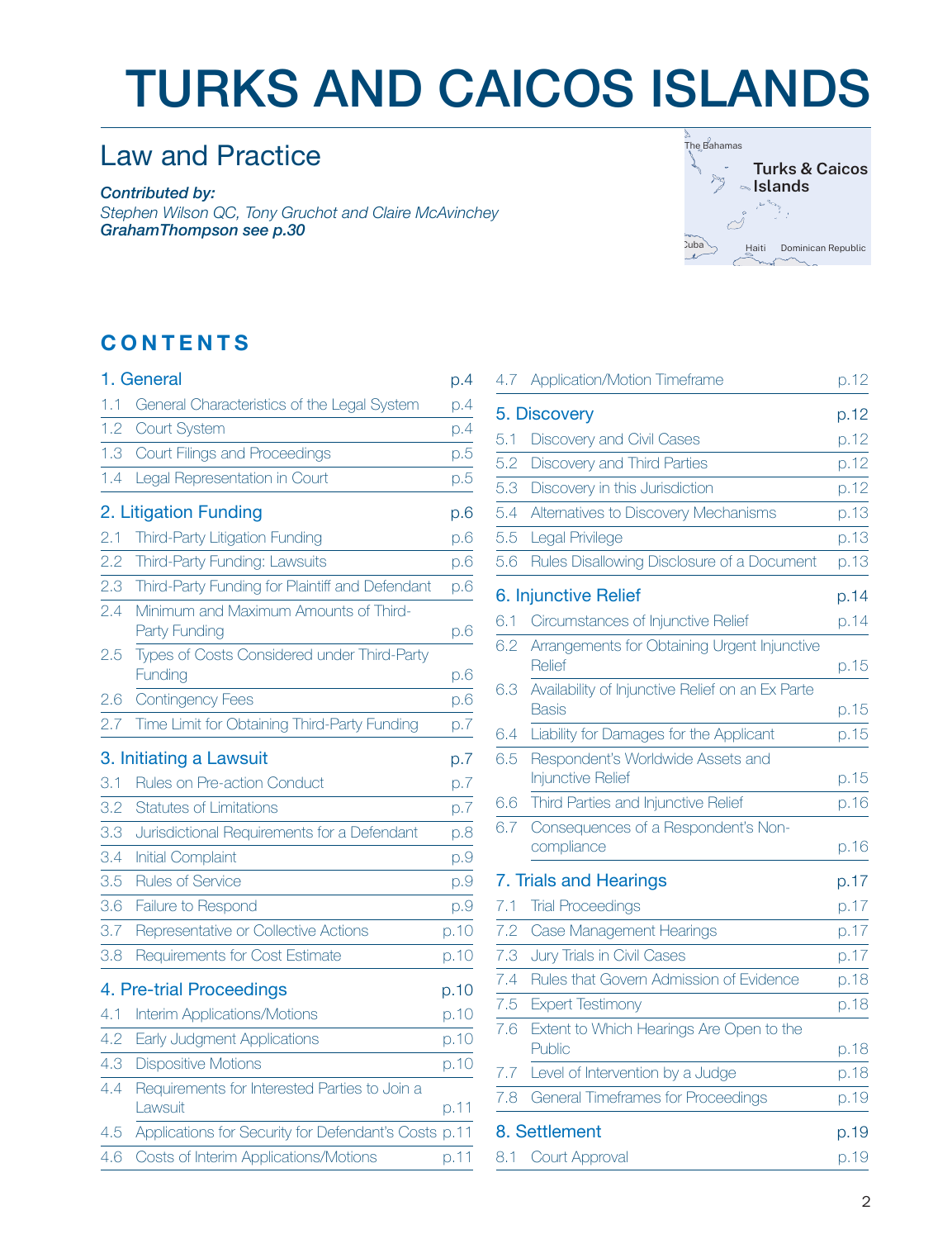# TURKS AND CAICOS ISLANDS

## Law and Practice

***Contributed by:***
*Stephen Wilson QC, Tony Gruchot and Claire McAvinchey*
***GrahamThompson see p.30***

## CONTENTS

| | | |
|---|---|---|
| **1. General** | | **p.4** |
| 1.1 | General Characteristics of the Legal System | p.4 |
| 1.2 | Court System | p.4 |
| 1.3 | Court Filings and Proceedings | p.5 |
| 1.4 | Legal Representation in Court | p.5 |
| **2. Litigation Funding** | | **p.6** |
| 2.1 | Third-Party Litigation Funding | p.6 |
| 2.2 | Third-Party Funding: Lawsuits | p.6 |
| 2.3 | Third-Party Funding for Plaintiff and Defendant | p.6 |
| 2.4 | Minimum and Maximum Amounts of Third-Party Funding | p.6 |
| 2.5 | Types of Costs Considered under Third-Party Funding | p.6 |
| 2.6 | Contingency Fees | p.6 |
| 2.7 | Time Limit for Obtaining Third-Party Funding | p.7 |
| **3. Initiating a Lawsuit** | | **p.7** |
| 3.1 | Rules on Pre-action Conduct | p.7 |
| 3.2 | Statutes of Limitations | p.7 |
| 3.3 | Jurisdictional Requirements for a Defendant | p.8 |
| 3.4 | Initial Complaint | p.9 |
| 3.5 | Rules of Service | p.9 |
| 3.6 | Failure to Respond | p.9 |
| 3.7 | Representative or Collective Actions | p.10 |
| 3.8 | Requirements for Cost Estimate | p.10 |
| **4. Pre-trial Proceedings** | | **p.10** |
| 4.1 | Interim Applications/Motions | p.10 |
| 4.2 | Early Judgment Applications | p.10 |
| 4.3 | Dispositive Motions | p.10 |
| 4.4 | Requirements for Interested Parties to Join a Lawsuit | p.11 |
| 4.5 | Applications for Security for Defendant's Costs | p.11 |
| 4.6 | Costs of Interim Applications/Motions | p.11 |
| 4.7 | Application/Motion Timeframe | p.12 |
| **5. Discovery** | | **p.12** |
| 5.1 | Discovery and Civil Cases | p.12 |
| 5.2 | Discovery and Third Parties | p.12 |
| 5.3 | Discovery in this Jurisdiction | p.12 |
| 5.4 | Alternatives to Discovery Mechanisms | p.13 |
| 5.5 | Legal Privilege | p.13 |
| 5.6 | Rules Disallowing Disclosure of a Document | p.13 |
| **6. Injunctive Relief** | | **p.14** |
| 6.1 | Circumstances of Injunctive Relief | p.14 |
| 6.2 | Arrangements for Obtaining Urgent Injunctive Relief | p.15 |
| 6.3 | Availability of Injunctive Relief on an Ex Parte Basis | p.15 |
| 6.4 | Liability for Damages for the Applicant | p.15 |
| 6.5 | Respondent's Worldwide Assets and Injunctive Relief | p.15 |
| 6.6 | Third Parties and Injunctive Relief | p.16 |
| 6.7 | Consequences of a Respondent's Non-compliance | p.16 |
| **7. Trials and Hearings** | | **p.17** |
| 7.1 | Trial Proceedings | p.17 |
| 7.2 | Case Management Hearings | p.17 |
| 7.3 | Jury Trials in Civil Cases | p.17 |
| 7.4 | Rules that Govern Admission of Evidence | p.18 |
| 7.5 | Expert Testimony | p.18 |
| 7.6 | Extent to Which Hearings Are Open to the Public | p.18 |
| 7.7 | Level of Intervention by a Judge | p.18 |
| 7.8 | General Timeframes for Proceedings | p.19 |
| **8. Settlement** | | **p.19** |
| 8.1 | Court Approval | p.19 |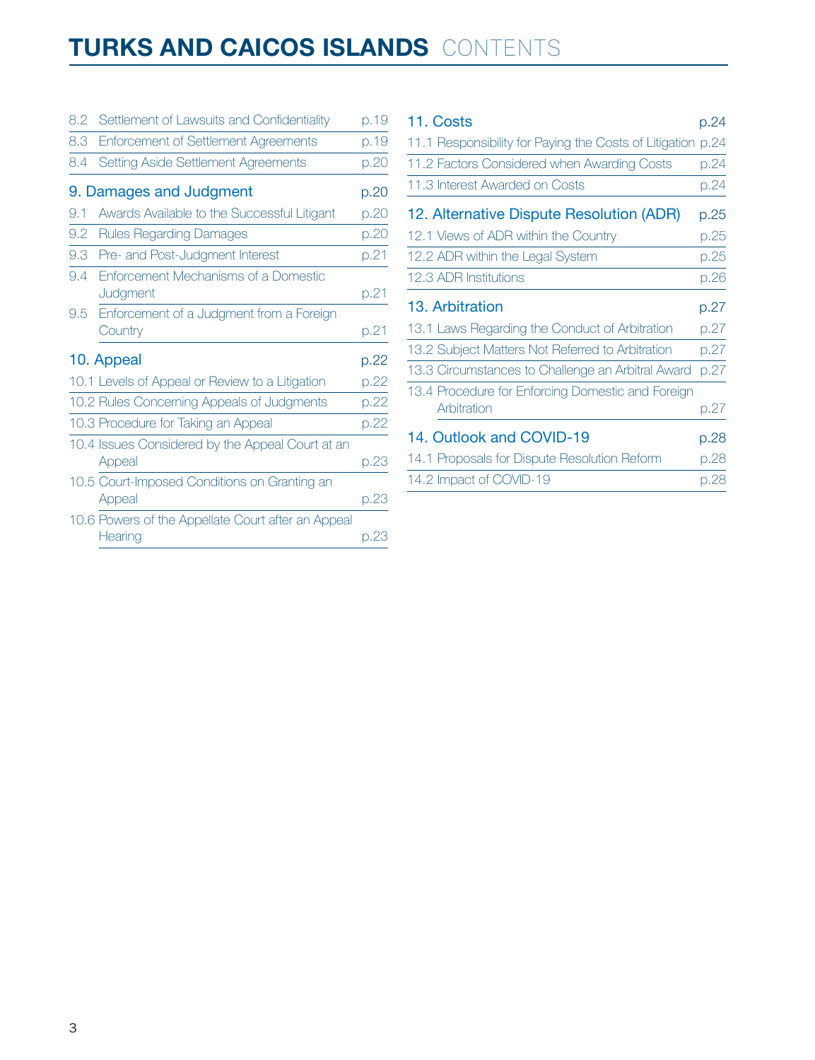# TURKS AND CAICOS ISLANDS CONTENTS

8.2 Settlement of Lawsuits and Confidentiality p.19

8.3 Enforcement of Settlement Agreements p.19

8.4 Setting Aside Settlement Agreements p.20

**9. Damages and Judgment p.20**

9.1 Awards Available to the Successful Litigant p.20

9.2 Rules Regarding Damages p.20

9.3 Pre- and Post-Judgment Interest p.21

9.4 Enforcement Mechanisms of a Domestic Judgment p.21

9.5 Enforcement of a Judgment from a Foreign Country p.21

**10. Appeal p.22**

10.1 Levels of Appeal or Review to a Litigation p.22

10.2 Rules Concerning Appeals of Judgments p.22

10.3 Procedure for Taking an Appeal p.22

10.4 Issues Considered by the Appeal Court at an Appeal p.23

10.5 Court-Imposed Conditions on Granting an Appeal p.23

10.6 Powers of the Appellate Court after an Appeal Hearing p.23

**11. Costs p.24**

11.1 Responsibility for Paying the Costs of Litigation p.24

11.2 Factors Considered when Awarding Costs p.24

11.3 Interest Awarded on Costs p.24

**12. Alternative Dispute Resolution (ADR) p.25**

12.1 Views of ADR within the Country p.25

12.2 ADR within the Legal System p.25

12.3 ADR Institutions p.26

**13. Arbitration p.27**

13.1 Laws Regarding the Conduct of Arbitration p.27

13.2 Subject Matters Not Referred to Arbitration p.27

13.3 Circumstances to Challenge an Arbitral Award p.27

13.4 Procedure for Enforcing Domestic and Foreign Arbitration p.27

**14. Outlook and COVID-19 p.28**

14.1 Proposals for Dispute Resolution Reform p.28

14.2 Impact of COVID-19 p.28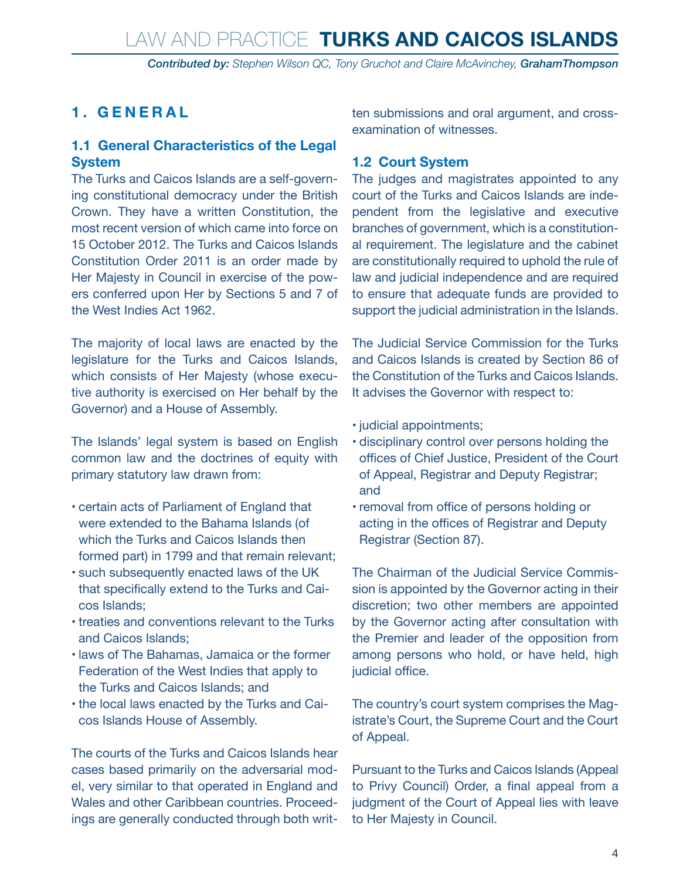# 1. GENERAL

## 1.1 General Characteristics of the Legal System

The Turks and Caicos Islands are a self-governing constitutional democracy under the British Crown. They have a written Constitution, the most recent version of which came into force on 15 October 2012. The Turks and Caicos Islands Constitution Order 2011 is an order made by Her Majesty in Council in exercise of the powers conferred upon Her by Sections 5 and 7 of the West Indies Act 1962.

The majority of local laws are enacted by the legislature for the Turks and Caicos Islands, which consists of Her Majesty (whose executive authority is exercised on Her behalf by the Governor) and a House of Assembly.

The Islands' legal system is based on English common law and the doctrines of equity with primary statutory law drawn from:

- certain acts of Parliament of England that were extended to the Bahama Islands (of which the Turks and Caicos Islands then formed part) in 1799 and that remain relevant;
- such subsequently enacted laws of the UK that specifically extend to the Turks and Caicos Islands;
- treaties and conventions relevant to the Turks and Caicos Islands;
- laws of The Bahamas, Jamaica or the former Federation of the West Indies that apply to the Turks and Caicos Islands; and
- the local laws enacted by the Turks and Caicos Islands House of Assembly.

The courts of the Turks and Caicos Islands hear cases based primarily on the adversarial model, very similar to that operated in England and Wales and other Caribbean countries. Proceedings are generally conducted through both written submissions and oral argument, and cross-examination of witnesses.

## 1.2 Court System

The judges and magistrates appointed to any court of the Turks and Caicos Islands are independent from the legislative and executive branches of government, which is a constitutional requirement. The legislature and the cabinet are constitutionally required to uphold the rule of law and judicial independence and are required to ensure that adequate funds are provided to support the judicial administration in the Islands.

The Judicial Service Commission for the Turks and Caicos Islands is created by Section 86 of the Constitution of the Turks and Caicos Islands. It advises the Governor with respect to:

- judicial appointments;
- disciplinary control over persons holding the offices of Chief Justice, President of the Court of Appeal, Registrar and Deputy Registrar; and
- removal from office of persons holding or acting in the offices of Registrar and Deputy Registrar (Section 87).

The Chairman of the Judicial Service Commission is appointed by the Governor acting in their discretion; two other members are appointed by the Governor acting after consultation with the Premier and leader of the opposition from among persons who hold, or have held, high judicial office.

The country's court system comprises the Magistrate's Court, the Supreme Court and the Court of Appeal.

Pursuant to the Turks and Caicos Islands (Appeal to Privy Council) Order, a final appeal from a judgment of the Court of Appeal lies with leave to Her Majesty in Council.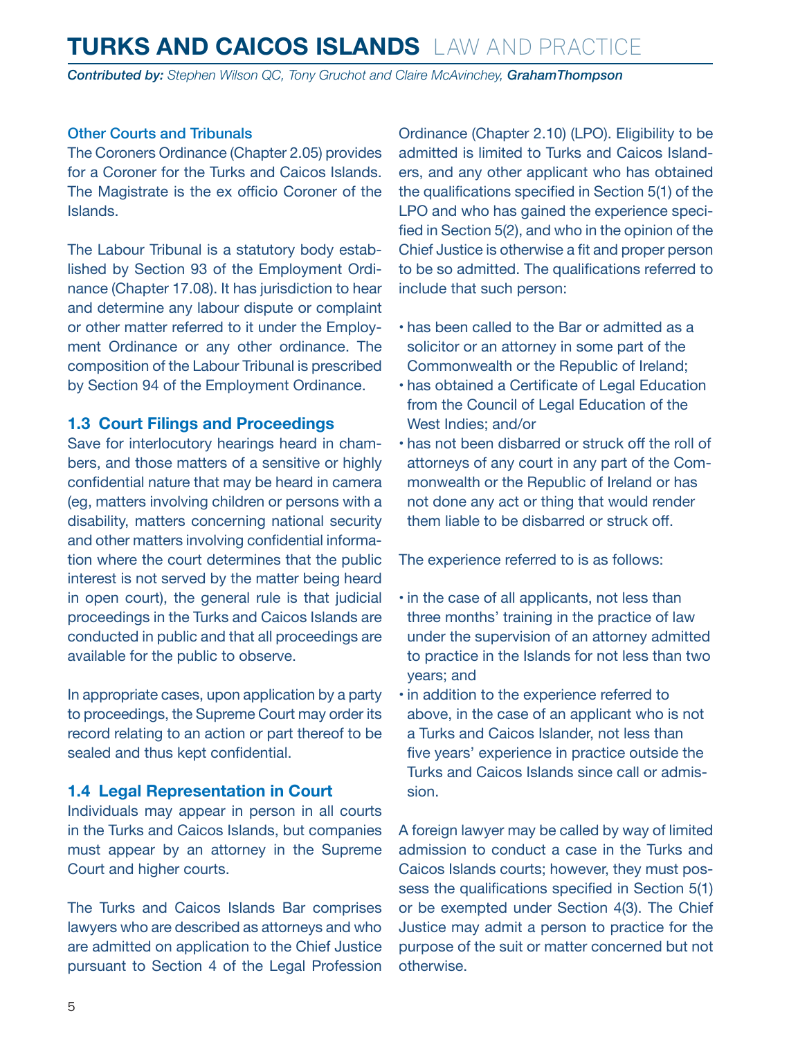### Other Courts and Tribunals

The Coroners Ordinance (Chapter 2.05) provides for a Coroner for the Turks and Caicos Islands. The Magistrate is the ex officio Coroner of the Islands.

The Labour Tribunal is a statutory body established by Section 93 of the Employment Ordinance (Chapter 17.08). It has jurisdiction to hear and determine any labour dispute or complaint or other matter referred to it under the Employment Ordinance or any other ordinance. The composition of the Labour Tribunal is prescribed by Section 94 of the Employment Ordinance.

## 1.3 Court Filings and Proceedings

Save for interlocutory hearings heard in chambers, and those matters of a sensitive or highly confidential nature that may be heard in camera (eg, matters involving children or persons with a disability, matters concerning national security and other matters involving confidential information where the court determines that the public interest is not served by the matter being heard in open court), the general rule is that judicial proceedings in the Turks and Caicos Islands are conducted in public and that all proceedings are available for the public to observe.

In appropriate cases, upon application by a party to proceedings, the Supreme Court may order its record relating to an action or part thereof to be sealed and thus kept confidential.

## 1.4 Legal Representation in Court

Individuals may appear in person in all courts in the Turks and Caicos Islands, but companies must appear by an attorney in the Supreme Court and higher courts.

The Turks and Caicos Islands Bar comprises lawyers who are described as attorneys and who are admitted on application to the Chief Justice pursuant to Section 4 of the Legal Profession Ordinance (Chapter 2.10) (LPO). Eligibility to be admitted is limited to Turks and Caicos Islanders, and any other applicant who has obtained the qualifications specified in Section 5(1) of the LPO and who has gained the experience specified in Section 5(2), and who in the opinion of the Chief Justice is otherwise a fit and proper person to be so admitted. The qualifications referred to include that such person:

- has been called to the Bar or admitted as a solicitor or an attorney in some part of the Commonwealth or the Republic of Ireland;
- has obtained a Certificate of Legal Education from the Council of Legal Education of the West Indies; and/or
- has not been disbarred or struck off the roll of attorneys of any court in any part of the Commonwealth or the Republic of Ireland or has not done any act or thing that would render them liable to be disbarred or struck off.

The experience referred to is as follows:

- in the case of all applicants, not less than three months' training in the practice of law under the supervision of an attorney admitted to practice in the Islands for not less than two years; and
- in addition to the experience referred to above, in the case of an applicant who is not a Turks and Caicos Islander, not less than five years' experience in practice outside the Turks and Caicos Islands since call or admission.

A foreign lawyer may be called by way of limited admission to conduct a case in the Turks and Caicos Islands courts; however, they must possess the qualifications specified in Section 5(1) or be exempted under Section 4(3). The Chief Justice may admit a person to practice for the purpose of the suit or matter concerned but not otherwise.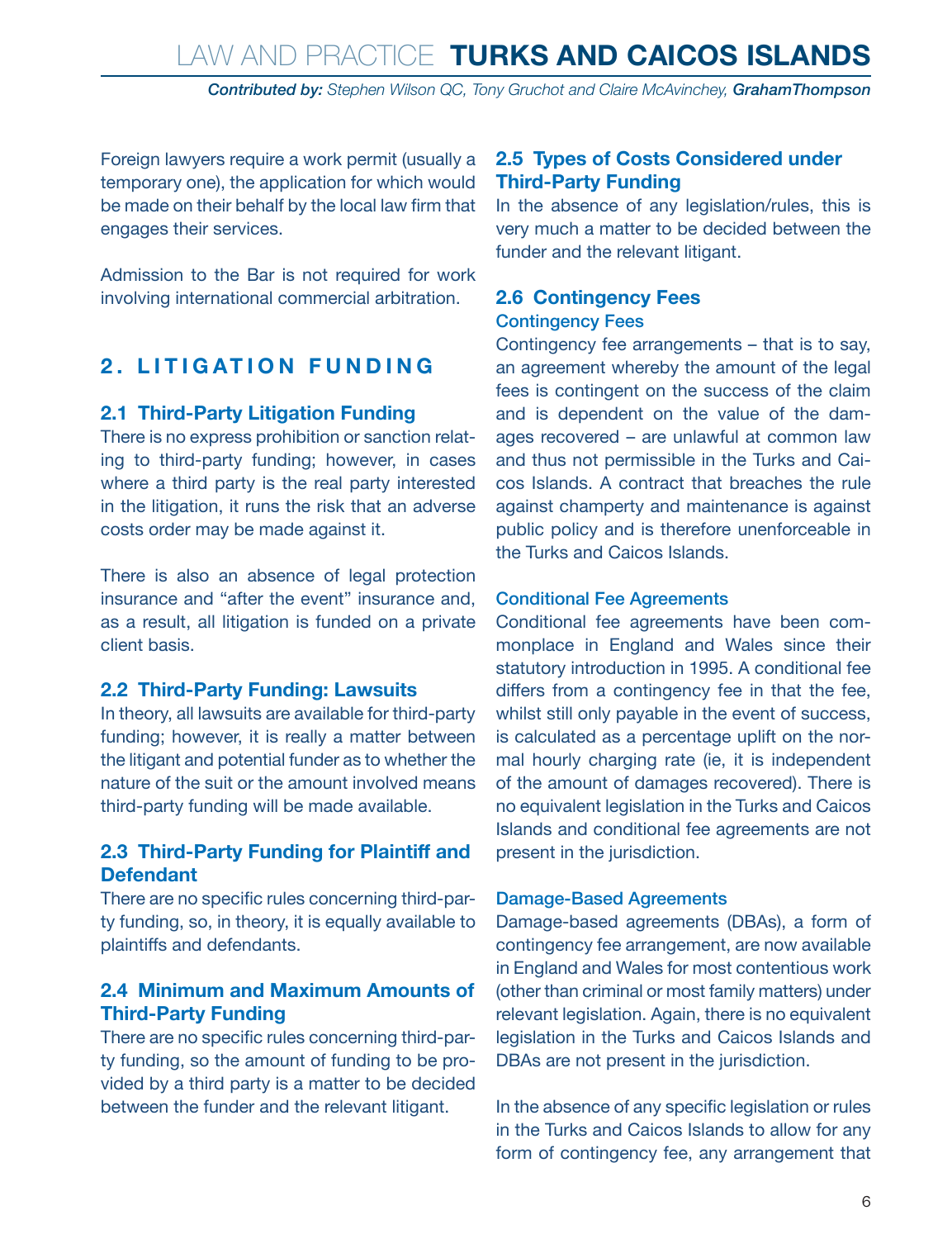Foreign lawyers require a work permit (usually a temporary one), the application for which would be made on their behalf by the local law firm that engages their services.

Admission to the Bar is not required for work involving international commercial arbitration.

## 2. LITIGATION FUNDING

### 2.1 Third-Party Litigation Funding

There is no express prohibition or sanction relating to third-party funding; however, in cases where a third party is the real party interested in the litigation, it runs the risk that an adverse costs order may be made against it.

There is also an absence of legal protection insurance and "after the event" insurance and, as a result, all litigation is funded on a private client basis.

### 2.2 Third-Party Funding: Lawsuits

In theory, all lawsuits are available for third-party funding; however, it is really a matter between the litigant and potential funder as to whether the nature of the suit or the amount involved means third-party funding will be made available.

### 2.3 Third-Party Funding for Plaintiff and Defendant

There are no specific rules concerning third-party funding, so, in theory, it is equally available to plaintiffs and defendants.

### 2.4 Minimum and Maximum Amounts of Third-Party Funding

There are no specific rules concerning third-party funding, so the amount of funding to be provided by a third party is a matter to be decided between the funder and the relevant litigant.

### 2.5 Types of Costs Considered under Third-Party Funding

In the absence of any legislation/rules, this is very much a matter to be decided between the funder and the relevant litigant.

### 2.6 Contingency Fees

#### Contingency Fees

Contingency fee arrangements – that is to say, an agreement whereby the amount of the legal fees is contingent on the success of the claim and is dependent on the value of the damages recovered – are unlawful at common law and thus not permissible in the Turks and Caicos Islands. A contract that breaches the rule against champerty and maintenance is against public policy and is therefore unenforceable in the Turks and Caicos Islands.

#### Conditional Fee Agreements

Conditional fee agreements have been commonplace in England and Wales since their statutory introduction in 1995. A conditional fee differs from a contingency fee in that the fee, whilst still only payable in the event of success, is calculated as a percentage uplift on the normal hourly charging rate (ie, it is independent of the amount of damages recovered). There is no equivalent legislation in the Turks and Caicos Islands and conditional fee agreements are not present in the jurisdiction.

#### Damage-Based Agreements

Damage-based agreements (DBAs), a form of contingency fee arrangement, are now available in England and Wales for most contentious work (other than criminal or most family matters) under relevant legislation. Again, there is no equivalent legislation in the Turks and Caicos Islands and DBAs are not present in the jurisdiction.

In the absence of any specific legislation or rules in the Turks and Caicos Islands to allow for any form of contingency fee, any arrangement that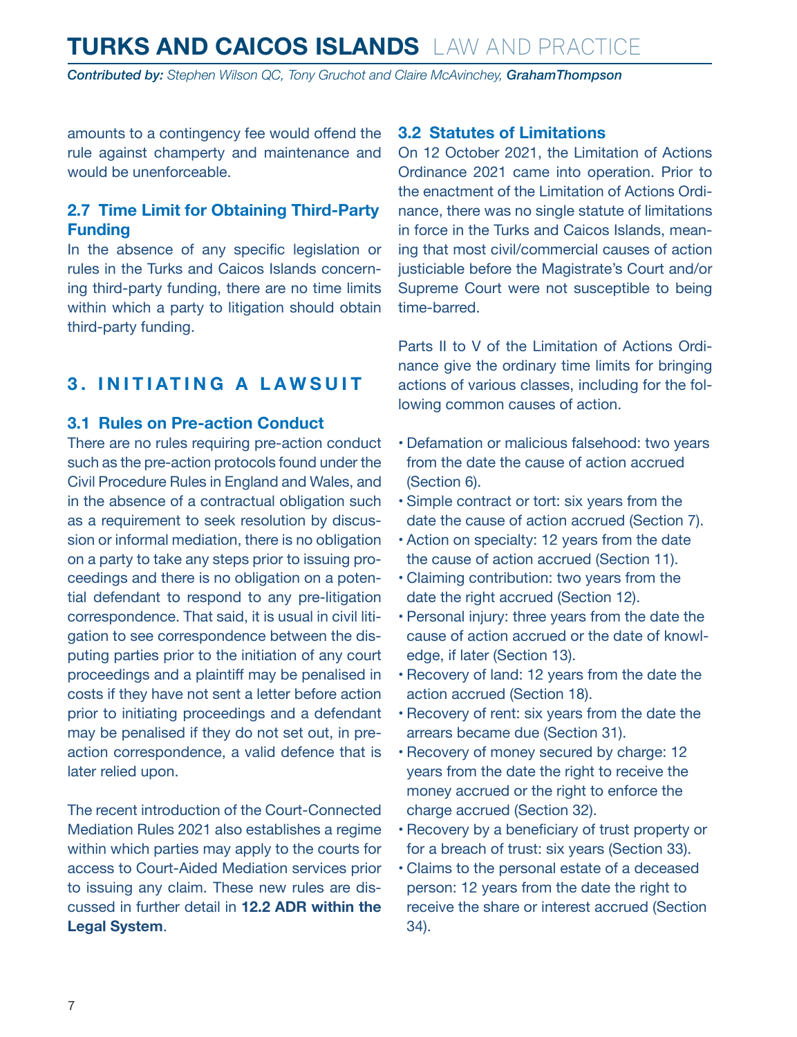amounts to a contingency fee would offend the rule against champerty and maintenance and would be unenforceable.

### 2.7 Time Limit for Obtaining Third-Party Funding

In the absence of any specific legislation or rules in the Turks and Caicos Islands concerning third-party funding, there are no time limits within which a party to litigation should obtain third-party funding.

## 3. INITIATING A LAWSUIT

### 3.1 Rules on Pre-action Conduct

There are no rules requiring pre-action conduct such as the pre-action protocols found under the Civil Procedure Rules in England and Wales, and in the absence of a contractual obligation such as a requirement to seek resolution by discussion or informal mediation, there is no obligation on a party to take any steps prior to issuing proceedings and there is no obligation on a potential defendant to respond to any pre-litigation correspondence. That said, it is usual in civil litigation to see correspondence between the disputing parties prior to the initiation of any court proceedings and a plaintiff may be penalised in costs if they have not sent a letter before action prior to initiating proceedings and a defendant may be penalised if they do not set out, in pre-action correspondence, a valid defence that is later relied upon.

The recent introduction of the Court-Connected Mediation Rules 2021 also establishes a regime within which parties may apply to the courts for access to Court-Aided Mediation services prior to issuing any claim. These new rules are discussed in further detail in **12.2 ADR within the Legal System**.

### 3.2 Statutes of Limitations

On 12 October 2021, the Limitation of Actions Ordinance 2021 came into operation. Prior to the enactment of the Limitation of Actions Ordinance, there was no single statute of limitations in force in the Turks and Caicos Islands, meaning that most civil/commercial causes of action justiciable before the Magistrate's Court and/or Supreme Court were not susceptible to being time-barred.

Parts II to V of the Limitation of Actions Ordinance give the ordinary time limits for bringing actions of various classes, including for the following common causes of action.

- Defamation or malicious falsehood: two years from the date the cause of action accrued (Section 6).
- Simple contract or tort: six years from the date the cause of action accrued (Section 7).
- Action on specialty: 12 years from the date the cause of action accrued (Section 11).
- Claiming contribution: two years from the date the right accrued (Section 12).
- Personal injury: three years from the date the cause of action accrued or the date of knowledge, if later (Section 13).
- Recovery of land: 12 years from the date the action accrued (Section 18).
- Recovery of rent: six years from the date the arrears became due (Section 31).
- Recovery of money secured by charge: 12 years from the date the right to receive the money accrued or the right to enforce the charge accrued (Section 32).
- Recovery by a beneficiary of trust property or for a breach of trust: six years (Section 33).
- Claims to the personal estate of a deceased person: 12 years from the date the right to receive the share or interest accrued (Section 34).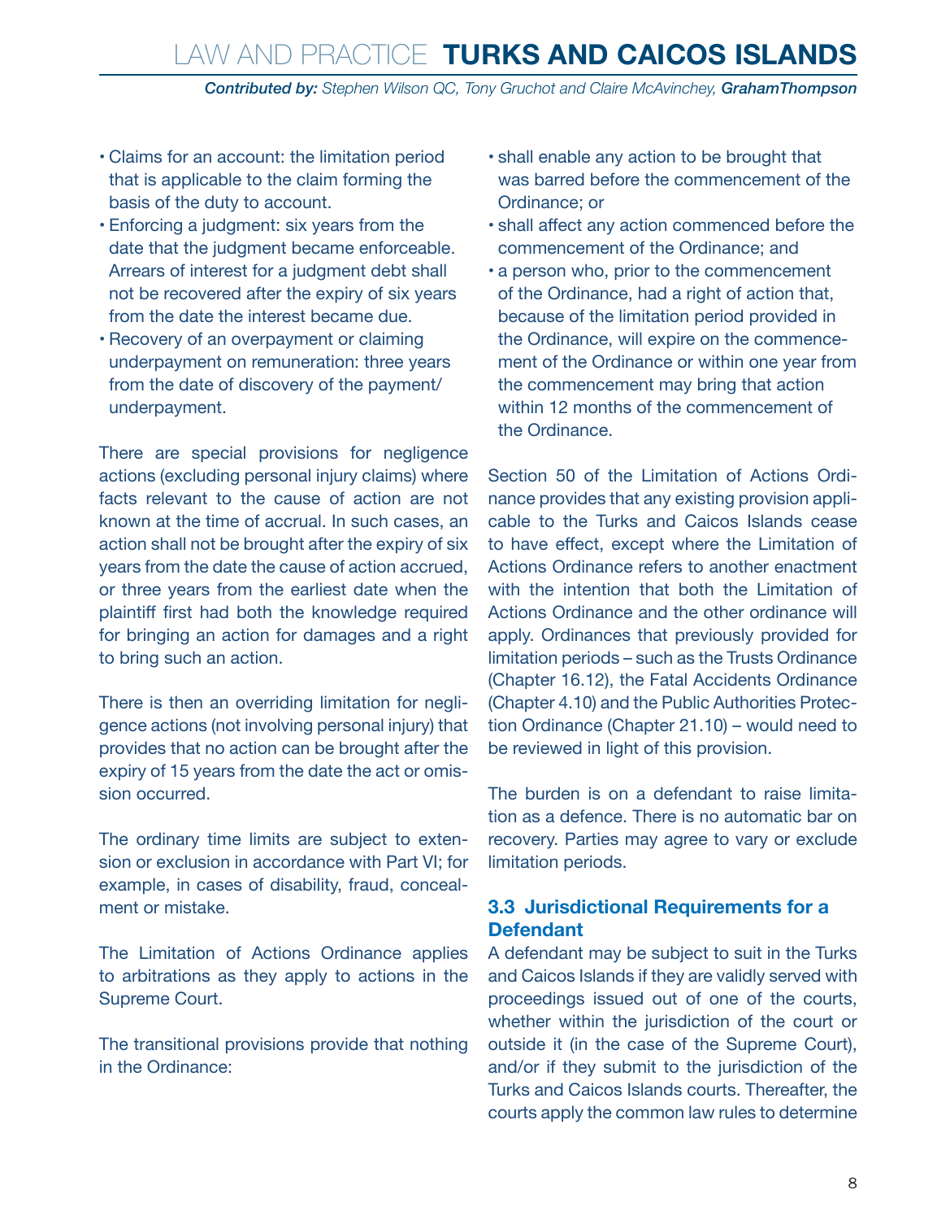- Claims for an account: the limitation period that is applicable to the claim forming the basis of the duty to account.
- Enforcing a judgment: six years from the date that the judgment became enforceable. Arrears of interest for a judgment debt shall not be recovered after the expiry of six years from the date the interest became due.
- Recovery of an overpayment or claiming underpayment on remuneration: three years from the date of discovery of the payment/underpayment.

There are special provisions for negligence actions (excluding personal injury claims) where facts relevant to the cause of action are not known at the time of accrual. In such cases, an action shall not be brought after the expiry of six years from the date the cause of action accrued, or three years from the earliest date when the plaintiff first had both the knowledge required for bringing an action for damages and a right to bring such an action.

There is then an overriding limitation for negligence actions (not involving personal injury) that provides that no action can be brought after the expiry of 15 years from the date the act or omission occurred.

The ordinary time limits are subject to extension or exclusion in accordance with Part VI; for example, in cases of disability, fraud, concealment or mistake.

The Limitation of Actions Ordinance applies to arbitrations as they apply to actions in the Supreme Court.

The transitional provisions provide that nothing in the Ordinance:

- shall enable any action to be brought that was barred before the commencement of the Ordinance; or
- shall affect any action commenced before the commencement of the Ordinance; and
- a person who, prior to the commencement of the Ordinance, had a right of action that, because of the limitation period provided in the Ordinance, will expire on the commencement of the Ordinance or within one year from the commencement may bring that action within 12 months of the commencement of the Ordinance.

Section 50 of the Limitation of Actions Ordinance provides that any existing provision applicable to the Turks and Caicos Islands cease to have effect, except where the Limitation of Actions Ordinance refers to another enactment with the intention that both the Limitation of Actions Ordinance and the other ordinance will apply. Ordinances that previously provided for limitation periods – such as the Trusts Ordinance (Chapter 16.12), the Fatal Accidents Ordinance (Chapter 4.10) and the Public Authorities Protection Ordinance (Chapter 21.10) – would need to be reviewed in light of this provision.

The burden is on a defendant to raise limitation as a defence. There is no automatic bar on recovery. Parties may agree to vary or exclude limitation periods.

### 3.3 Jurisdictional Requirements for a Defendant

A defendant may be subject to suit in the Turks and Caicos Islands if they are validly served with proceedings issued out of one of the courts, whether within the jurisdiction of the court or outside it (in the case of the Supreme Court), and/or if they submit to the jurisdiction of the Turks and Caicos Islands courts. Thereafter, the courts apply the common law rules to determine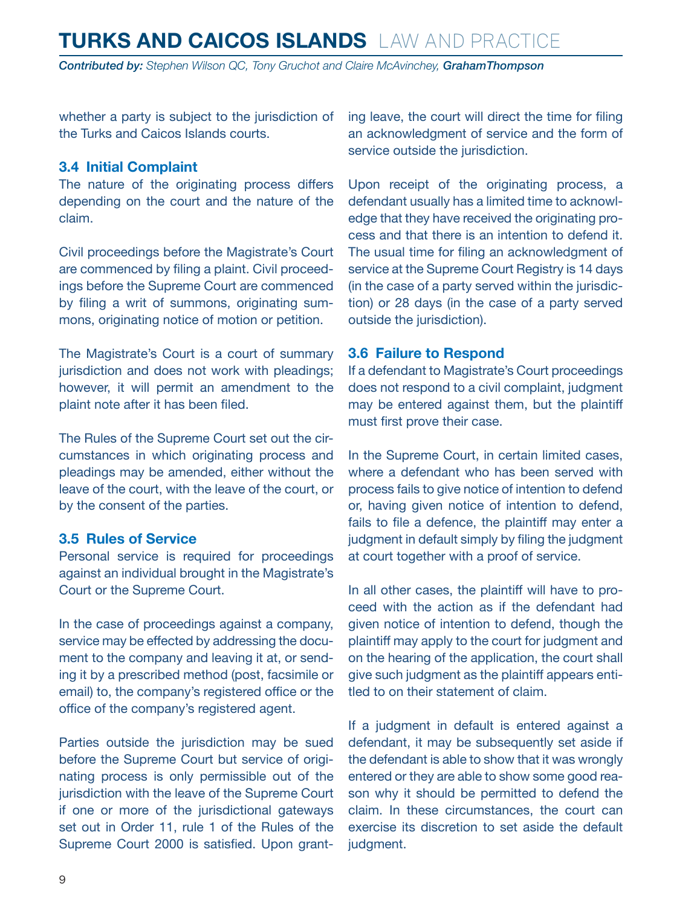whether a party is subject to the jurisdiction of the Turks and Caicos Islands courts.

### 3.4 Initial Complaint

The nature of the originating process differs depending on the court and the nature of the claim.

Civil proceedings before the Magistrate's Court are commenced by filing a plaint. Civil proceedings before the Supreme Court are commenced by filing a writ of summons, originating summons, originating notice of motion or petition.

The Magistrate's Court is a court of summary jurisdiction and does not work with pleadings; however, it will permit an amendment to the plaint note after it has been filed.

The Rules of the Supreme Court set out the circumstances in which originating process and pleadings may be amended, either without the leave of the court, with the leave of the court, or by the consent of the parties.

### 3.5 Rules of Service

Personal service is required for proceedings against an individual brought in the Magistrate's Court or the Supreme Court.

In the case of proceedings against a company, service may be effected by addressing the document to the company and leaving it at, or sending it by a prescribed method (post, facsimile or email) to, the company's registered office or the office of the company's registered agent.

Parties outside the jurisdiction may be sued before the Supreme Court but service of originating process is only permissible out of the jurisdiction with the leave of the Supreme Court if one or more of the jurisdictional gateways set out in Order 11, rule 1 of the Rules of the Supreme Court 2000 is satisfied. Upon granting leave, the court will direct the time for filing an acknowledgment of service and the form of service outside the jurisdiction.

Upon receipt of the originating process, a defendant usually has a limited time to acknowledge that they have received the originating process and that there is an intention to defend it. The usual time for filing an acknowledgment of service at the Supreme Court Registry is 14 days (in the case of a party served within the jurisdiction) or 28 days (in the case of a party served outside the jurisdiction).

### 3.6 Failure to Respond

If a defendant to Magistrate's Court proceedings does not respond to a civil complaint, judgment may be entered against them, but the plaintiff must first prove their case.

In the Supreme Court, in certain limited cases, where a defendant who has been served with process fails to give notice of intention to defend or, having given notice of intention to defend, fails to file a defence, the plaintiff may enter a judgment in default simply by filing the judgment at court together with a proof of service.

In all other cases, the plaintiff will have to proceed with the action as if the defendant had given notice of intention to defend, though the plaintiff may apply to the court for judgment and on the hearing of the application, the court shall give such judgment as the plaintiff appears entitled to on their statement of claim.

If a judgment in default is entered against a defendant, it may be subsequently set aside if the defendant is able to show that it was wrongly entered or they are able to show some good reason why it should be permitted to defend the claim. In these circumstances, the court can exercise its discretion to set aside the default judgment.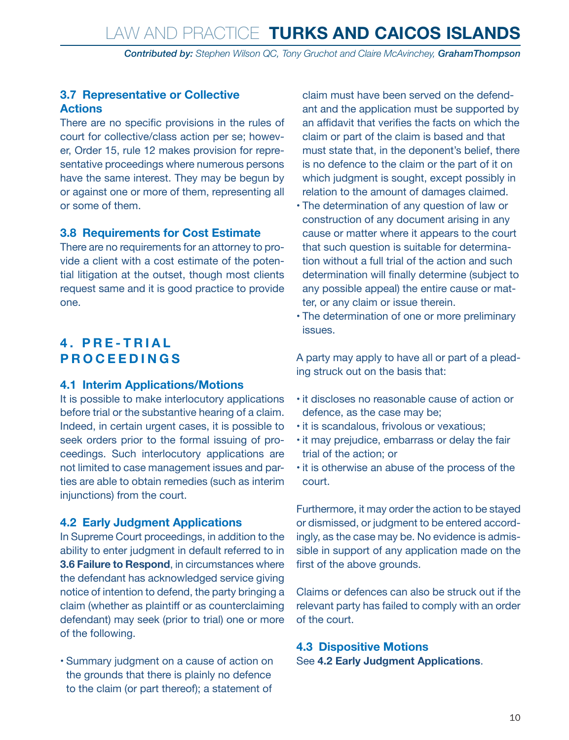### 3.7 Representative or Collective Actions

There are no specific provisions in the rules of court for collective/class action per se; however, Order 15, rule 12 makes provision for representative proceedings where numerous persons have the same interest. They may be begun by or against one or more of them, representing all or some of them.

### 3.8 Requirements for Cost Estimate

There are no requirements for an attorney to provide a client with a cost estimate of the potential litigation at the outset, though most clients request same and it is good practice to provide one.

## 4. PRE-TRIAL PROCEEDINGS

### 4.1 Interim Applications/Motions

It is possible to make interlocutory applications before trial or the substantive hearing of a claim. Indeed, in certain urgent cases, it is possible to seek orders prior to the formal issuing of proceedings. Such interlocutory applications are not limited to case management issues and parties are able to obtain remedies (such as interim injunctions) from the court.

### 4.2 Early Judgment Applications

In Supreme Court proceedings, in addition to the ability to enter judgment in default referred to in **3.6 Failure to Respond**, in circumstances where the defendant has acknowledged service giving notice of intention to defend, the party bringing a claim (whether as plaintiff or as counterclaiming defendant) may seek (prior to trial) one or more of the following.

- Summary judgment on a cause of action on the grounds that there is plainly no defence to the claim (or part thereof); a statement of claim must have been served on the defendant and the application must be supported by an affidavit that verifies the facts on which the claim or part of the claim is based and that must state that, in the deponent's belief, there is no defence to the claim or the part of it on which judgment is sought, except possibly in relation to the amount of damages claimed.
- The determination of any question of law or construction of any document arising in any cause or matter where it appears to the court that such question is suitable for determination without a full trial of the action and such determination will finally determine (subject to any possible appeal) the entire cause or matter, or any claim or issue therein.
- The determination of one or more preliminary issues.

A party may apply to have all or part of a pleading struck out on the basis that:

- it discloses no reasonable cause of action or defence, as the case may be;
- it is scandalous, frivolous or vexatious;
- it may prejudice, embarrass or delay the fair trial of the action; or
- it is otherwise an abuse of the process of the court.

Furthermore, it may order the action to be stayed or dismissed, or judgment to be entered accordingly, as the case may be. No evidence is admissible in support of any application made on the first of the above grounds.

Claims or defences can also be struck out if the relevant party has failed to comply with an order of the court.

### 4.3 Dispositive Motions

See **4.2 Early Judgment Applications**.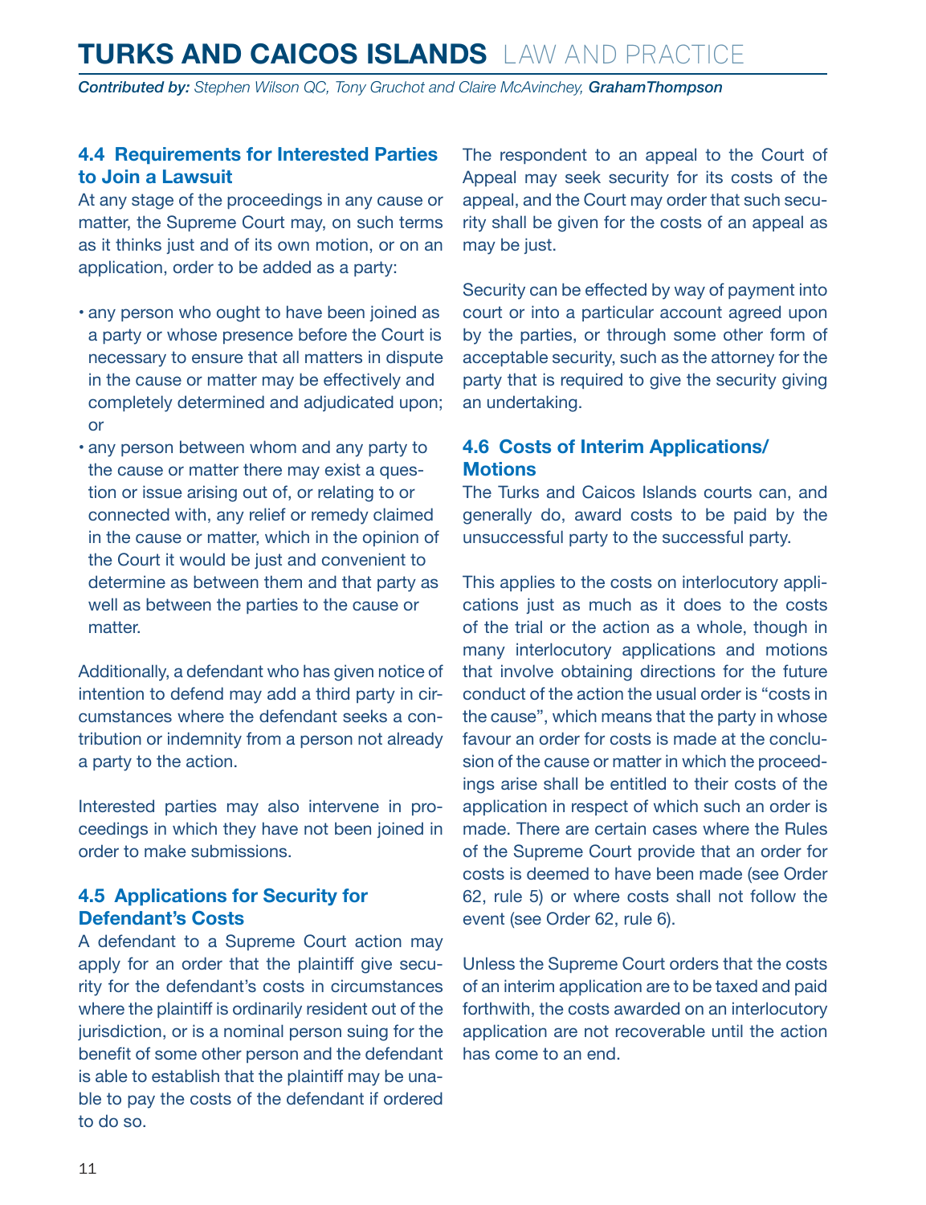### 4.4 Requirements for Interested Parties to Join a Lawsuit

At any stage of the proceedings in any cause or matter, the Supreme Court may, on such terms as it thinks just and of its own motion, or on an application, order to be added as a party:

- any person who ought to have been joined as a party or whose presence before the Court is necessary to ensure that all matters in dispute in the cause or matter may be effectively and completely determined and adjudicated upon; or
- any person between whom and any party to the cause or matter there may exist a question or issue arising out of, or relating to or connected with, any relief or remedy claimed in the cause or matter, which in the opinion of the Court it would be just and convenient to determine as between them and that party as well as between the parties to the cause or matter.

Additionally, a defendant who has given notice of intention to defend may add a third party in circumstances where the defendant seeks a contribution or indemnity from a person not already a party to the action.

Interested parties may also intervene in proceedings in which they have not been joined in order to make submissions.

### 4.5 Applications for Security for Defendant's Costs

A defendant to a Supreme Court action may apply for an order that the plaintiff give security for the defendant's costs in circumstances where the plaintiff is ordinarily resident out of the jurisdiction, or is a nominal person suing for the benefit of some other person and the defendant is able to establish that the plaintiff may be unable to pay the costs of the defendant if ordered to do so.

The respondent to an appeal to the Court of Appeal may seek security for its costs of the appeal, and the Court may order that such security shall be given for the costs of an appeal as may be just.

Security can be effected by way of payment into court or into a particular account agreed upon by the parties, or through some other form of acceptable security, such as the attorney for the party that is required to give the security giving an undertaking.

### 4.6 Costs of Interim Applications/Motions

The Turks and Caicos Islands courts can, and generally do, award costs to be paid by the unsuccessful party to the successful party.

This applies to the costs on interlocutory applications just as much as it does to the costs of the trial or the action as a whole, though in many interlocutory applications and motions that involve obtaining directions for the future conduct of the action the usual order is "costs in the cause", which means that the party in whose favour an order for costs is made at the conclusion of the cause or matter in which the proceedings arise shall be entitled to their costs of the application in respect of which such an order is made. There are certain cases where the Rules of the Supreme Court provide that an order for costs is deemed to have been made (see Order 62, rule 5) or where costs shall not follow the event (see Order 62, rule 6).

Unless the Supreme Court orders that the costs of an interim application are to be taxed and paid forthwith, the costs awarded on an interlocutory application are not recoverable until the action has come to an end.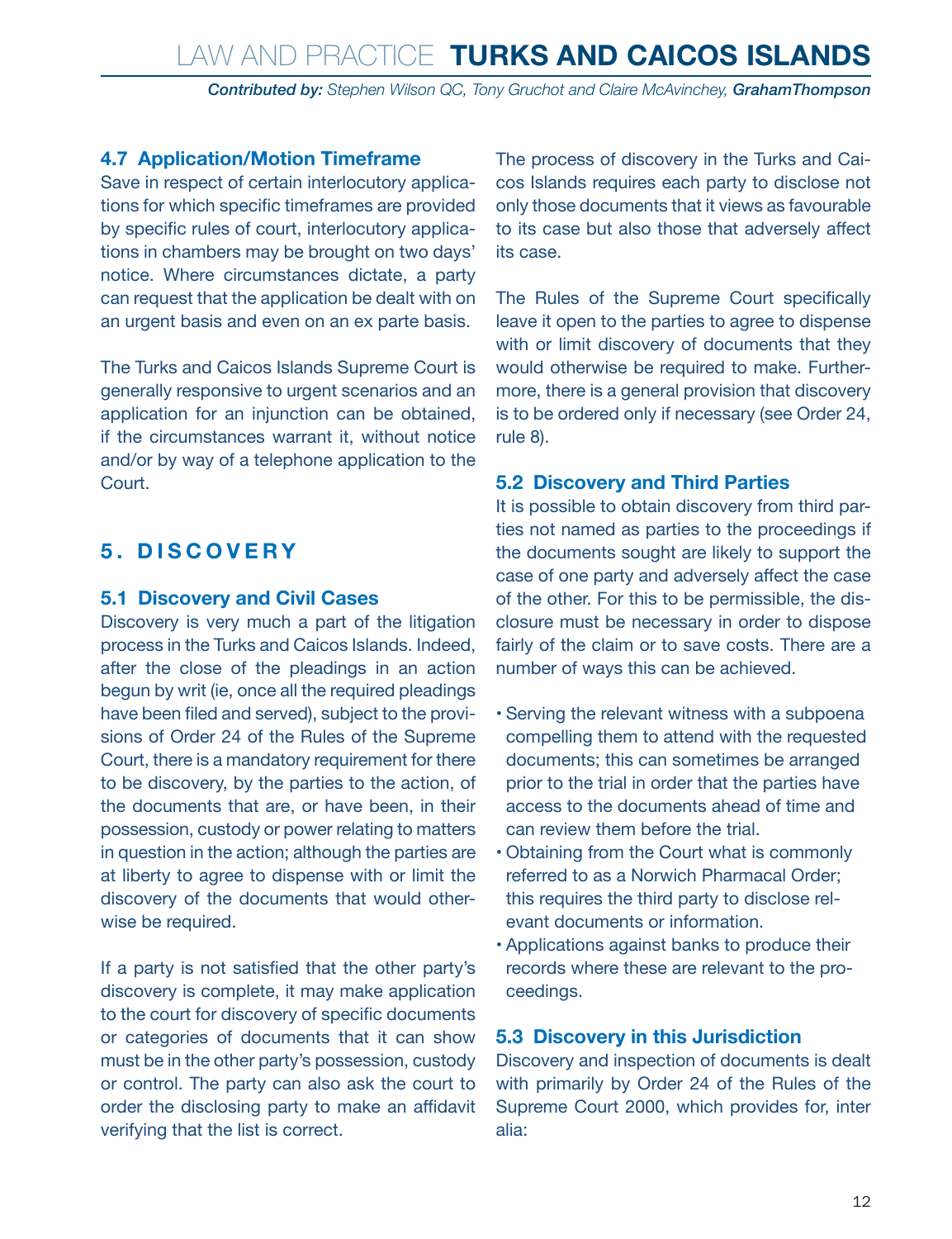### 4.7 Application/Motion Timeframe

Save in respect of certain interlocutory applications for which specific timeframes are provided by specific rules of court, interlocutory applications in chambers may be brought on two days' notice. Where circumstances dictate, a party can request that the application be dealt with on an urgent basis and even on an ex parte basis.

The Turks and Caicos Islands Supreme Court is generally responsive to urgent scenarios and an application for an injunction can be obtained, if the circumstances warrant it, without notice and/or by way of a telephone application to the Court.

## 5. DISCOVERY

### 5.1 Discovery and Civil Cases

Discovery is very much a part of the litigation process in the Turks and Caicos Islands. Indeed, after the close of the pleadings in an action begun by writ (ie, once all the required pleadings have been filed and served), subject to the provisions of Order 24 of the Rules of the Supreme Court, there is a mandatory requirement for there to be discovery, by the parties to the action, of the documents that are, or have been, in their possession, custody or power relating to matters in question in the action; although the parties are at liberty to agree to dispense with or limit the discovery of the documents that would otherwise be required.

If a party is not satisfied that the other party's discovery is complete, it may make application to the court for discovery of specific documents or categories of documents that it can show must be in the other party's possession, custody or control. The party can also ask the court to order the disclosing party to make an affidavit verifying that the list is correct.

The process of discovery in the Turks and Caicos Islands requires each party to disclose not only those documents that it views as favourable to its case but also those that adversely affect its case.

The Rules of the Supreme Court specifically leave it open to the parties to agree to dispense with or limit discovery of documents that they would otherwise be required to make. Furthermore, there is a general provision that discovery is to be ordered only if necessary (see Order 24, rule 8).

### 5.2 Discovery and Third Parties

It is possible to obtain discovery from third parties not named as parties to the proceedings if the documents sought are likely to support the case of one party and adversely affect the case of the other. For this to be permissible, the disclosure must be necessary in order to dispose fairly of the claim or to save costs. There are a number of ways this can be achieved.

- Serving the relevant witness with a subpoena compelling them to attend with the requested documents; this can sometimes be arranged prior to the trial in order that the parties have access to the documents ahead of time and can review them before the trial.
- Obtaining from the Court what is commonly referred to as a Norwich Pharmacal Order; this requires the third party to disclose relevant documents or information.
- Applications against banks to produce their records where these are relevant to the proceedings.

### 5.3 Discovery in this Jurisdiction

Discovery and inspection of documents is dealt with primarily by Order 24 of the Rules of the Supreme Court 2000, which provides for, inter alia: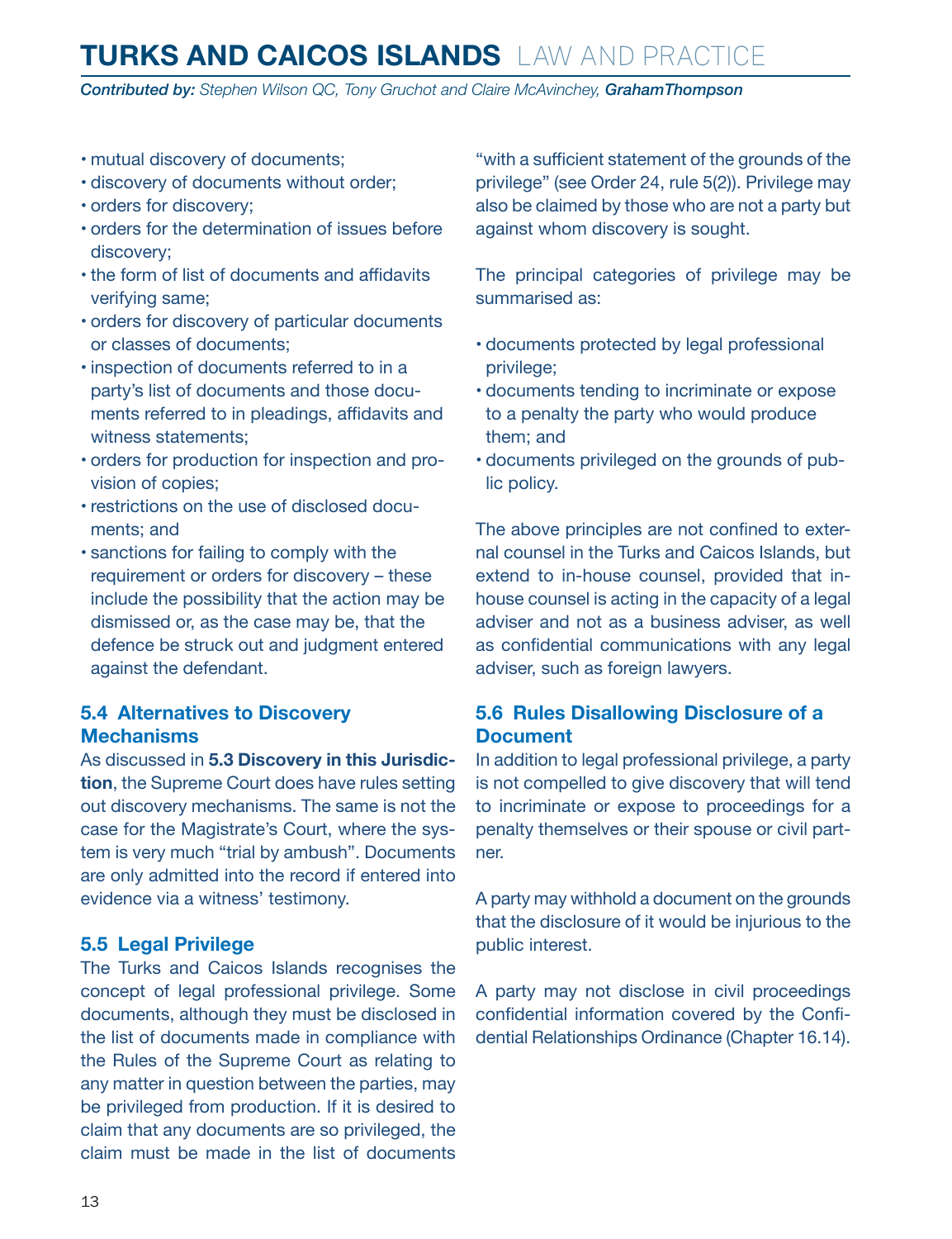- mutual discovery of documents;
- discovery of documents without order;
- orders for discovery;
- orders for the determination of issues before discovery;
- the form of list of documents and affidavits verifying same;
- orders for discovery of particular documents or classes of documents;
- inspection of documents referred to in a party's list of documents and those documents referred to in pleadings, affidavits and witness statements;
- orders for production for inspection and provision of copies;
- restrictions on the use of disclosed documents; and
- sanctions for failing to comply with the requirement or orders for discovery – these include the possibility that the action may be dismissed or, as the case may be, that the defence be struck out and judgment entered against the defendant.

### 5.4 Alternatives to Discovery Mechanisms

As discussed in **5.3 Discovery in this Jurisdiction**, the Supreme Court does have rules setting out discovery mechanisms. The same is not the case for the Magistrate's Court, where the system is very much "trial by ambush". Documents are only admitted into the record if entered into evidence via a witness' testimony.

### 5.5 Legal Privilege

The Turks and Caicos Islands recognises the concept of legal professional privilege. Some documents, although they must be disclosed in the list of documents made in compliance with the Rules of the Supreme Court as relating to any matter in question between the parties, may be privileged from production. If it is desired to claim that any documents are so privileged, the claim must be made in the list of documents "with a sufficient statement of the grounds of the privilege" (see Order 24, rule 5(2)). Privilege may also be claimed by those who are not a party but against whom discovery is sought.

The principal categories of privilege may be summarised as:

- documents protected by legal professional privilege;
- documents tending to incriminate or expose to a penalty the party who would produce them; and
- documents privileged on the grounds of public policy.

The above principles are not confined to external counsel in the Turks and Caicos Islands, but extend to in-house counsel, provided that in-house counsel is acting in the capacity of a legal adviser and not as a business adviser, as well as confidential communications with any legal adviser, such as foreign lawyers.

### 5.6 Rules Disallowing Disclosure of a Document

In addition to legal professional privilege, a party is not compelled to give discovery that will tend to incriminate or expose to proceedings for a penalty themselves or their spouse or civil partner.

A party may withhold a document on the grounds that the disclosure of it would be injurious to the public interest.

A party may not disclose in civil proceedings confidential information covered by the Confidential Relationships Ordinance (Chapter 16.14).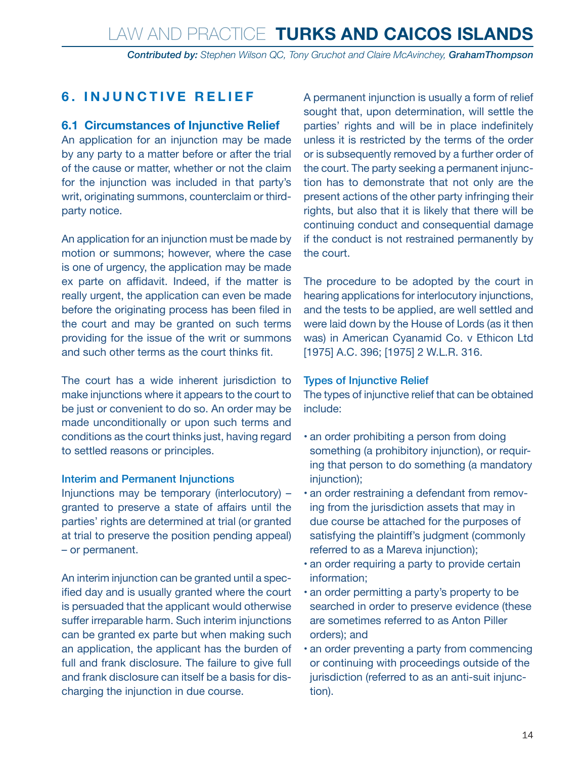## 6. INJUNCTIVE RELIEF

### 6.1 Circumstances of Injunctive Relief

An application for an injunction may be made by any party to a matter before or after the trial of the cause or matter, whether or not the claim for the injunction was included in that party's writ, originating summons, counterclaim or third-party notice.

An application for an injunction must be made by motion or summons; however, where the case is one of urgency, the application may be made ex parte on affidavit. Indeed, if the matter is really urgent, the application can even be made before the originating process has been filed in the court and may be granted on such terms providing for the issue of the writ or summons and such other terms as the court thinks fit.

The court has a wide inherent jurisdiction to make injunctions where it appears to the court to be just or convenient to do so. An order may be made unconditionally or upon such terms and conditions as the court thinks just, having regard to settled reasons or principles.

#### Interim and Permanent Injunctions

Injunctions may be temporary (interlocutory) – granted to preserve a state of affairs until the parties' rights are determined at trial (or granted at trial to preserve the position pending appeal) – or permanent.

An interim injunction can be granted until a specified day and is usually granted where the court is persuaded that the applicant would otherwise suffer irreparable harm. Such interim injunctions can be granted ex parte but when making such an application, the applicant has the burden of full and frank disclosure. The failure to give full and frank disclosure can itself be a basis for discharging the injunction in due course.

A permanent injunction is usually a form of relief sought that, upon determination, will settle the parties' rights and will be in place indefinitely unless it is restricted by the terms of the order or is subsequently removed by a further order of the court. The party seeking a permanent injunction has to demonstrate that not only are the present actions of the other party infringing their rights, but also that it is likely that there will be continuing conduct and consequential damage if the conduct is not restrained permanently by the court.

The procedure to be adopted by the court in hearing applications for interlocutory injunctions, and the tests to be applied, are well settled and were laid down by the House of Lords (as it then was) in American Cyanamid Co. v Ethicon Ltd [1975] A.C. 396; [1975] 2 W.L.R. 316.

#### Types of Injunctive Relief

The types of injunctive relief that can be obtained include:

- an order prohibiting a person from doing something (a prohibitory injunction), or requiring that person to do something (a mandatory injunction);
- an order restraining a defendant from removing from the jurisdiction assets that may in due course be attached for the purposes of satisfying the plaintiff's judgment (commonly referred to as a Mareva injunction);
- an order requiring a party to provide certain information;
- an order permitting a party's property to be searched in order to preserve evidence (these are sometimes referred to as Anton Piller orders); and
- an order preventing a party from commencing or continuing with proceedings outside of the jurisdiction (referred to as an anti-suit injunction).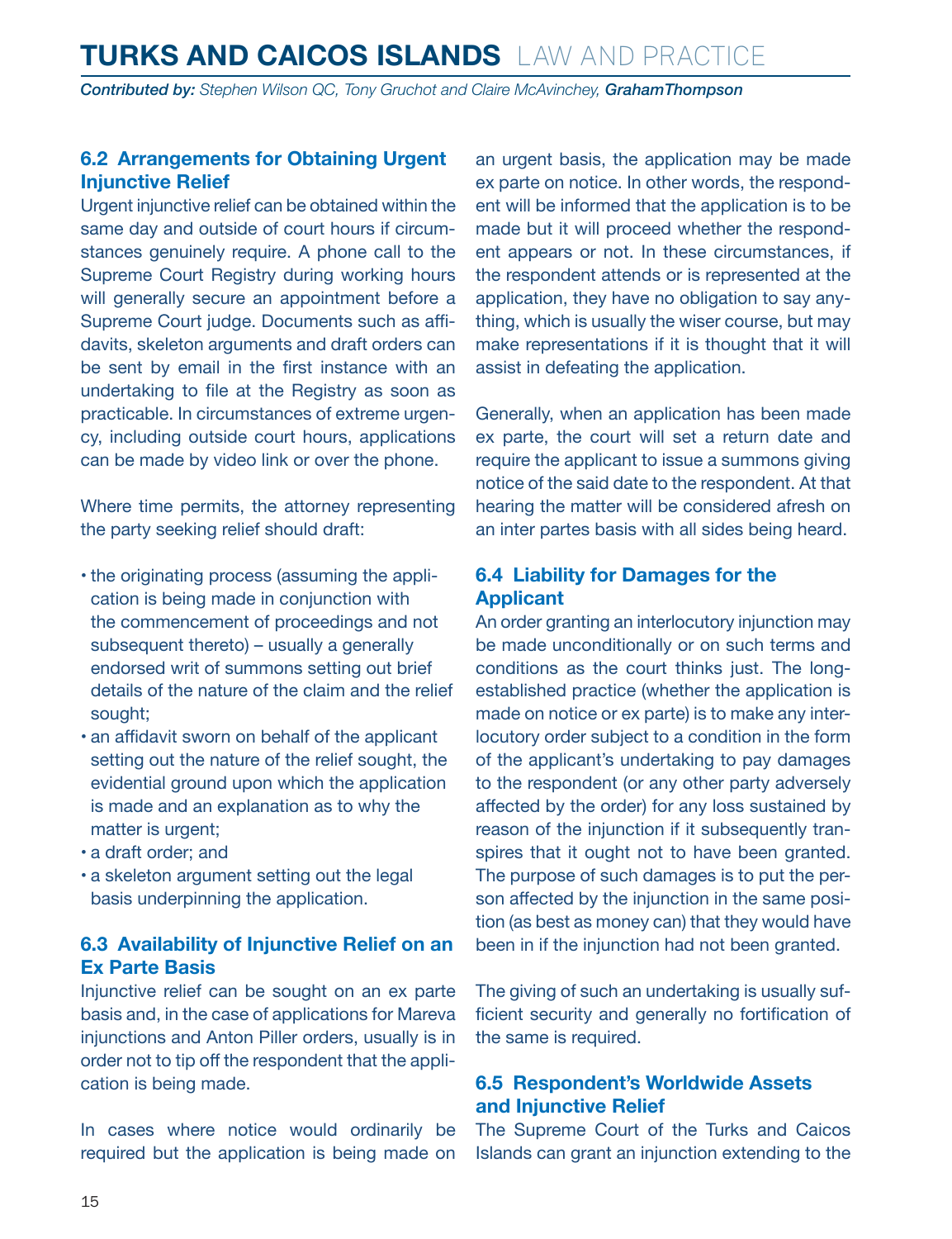### 6.2 Arrangements for Obtaining Urgent Injunctive Relief

Urgent injunctive relief can be obtained within the same day and outside of court hours if circumstances genuinely require. A phone call to the Supreme Court Registry during working hours will generally secure an appointment before a Supreme Court judge. Documents such as affidavits, skeleton arguments and draft orders can be sent by email in the first instance with an undertaking to file at the Registry as soon as practicable. In circumstances of extreme urgency, including outside court hours, applications can be made by video link or over the phone.

Where time permits, the attorney representing the party seeking relief should draft:

- the originating process (assuming the application is being made in conjunction with the commencement of proceedings and not subsequent thereto) – usually a generally endorsed writ of summons setting out brief details of the nature of the claim and the relief sought;
- an affidavit sworn on behalf of the applicant setting out the nature of the relief sought, the evidential ground upon which the application is made and an explanation as to why the matter is urgent;
- a draft order; and
- a skeleton argument setting out the legal basis underpinning the application.

### 6.3 Availability of Injunctive Relief on an Ex Parte Basis

Injunctive relief can be sought on an ex parte basis and, in the case of applications for Mareva injunctions and Anton Piller orders, usually is in order not to tip off the respondent that the application is being made.

In cases where notice would ordinarily be required but the application is being made on an urgent basis, the application may be made ex parte on notice. In other words, the respondent will be informed that the application is to be made but it will proceed whether the respondent appears or not. In these circumstances, if the respondent attends or is represented at the application, they have no obligation to say anything, which is usually the wiser course, but may make representations if it is thought that it will assist in defeating the application.

Generally, when an application has been made ex parte, the court will set a return date and require the applicant to issue a summons giving notice of the said date to the respondent. At that hearing the matter will be considered afresh on an inter partes basis with all sides being heard.

### 6.4 Liability for Damages for the Applicant

An order granting an interlocutory injunction may be made unconditionally or on such terms and conditions as the court thinks just. The long-established practice (whether the application is made on notice or ex parte) is to make any interlocutory order subject to a condition in the form of the applicant's undertaking to pay damages to the respondent (or any other party adversely affected by the order) for any loss sustained by reason of the injunction if it subsequently transpires that it ought not to have been granted. The purpose of such damages is to put the person affected by the injunction in the same position (as best as money can) that they would have been in if the injunction had not been granted.

The giving of such an undertaking is usually sufficient security and generally no fortification of the same is required.

### 6.5 Respondent's Worldwide Assets and Injunctive Relief

The Supreme Court of the Turks and Caicos Islands can grant an injunction extending to the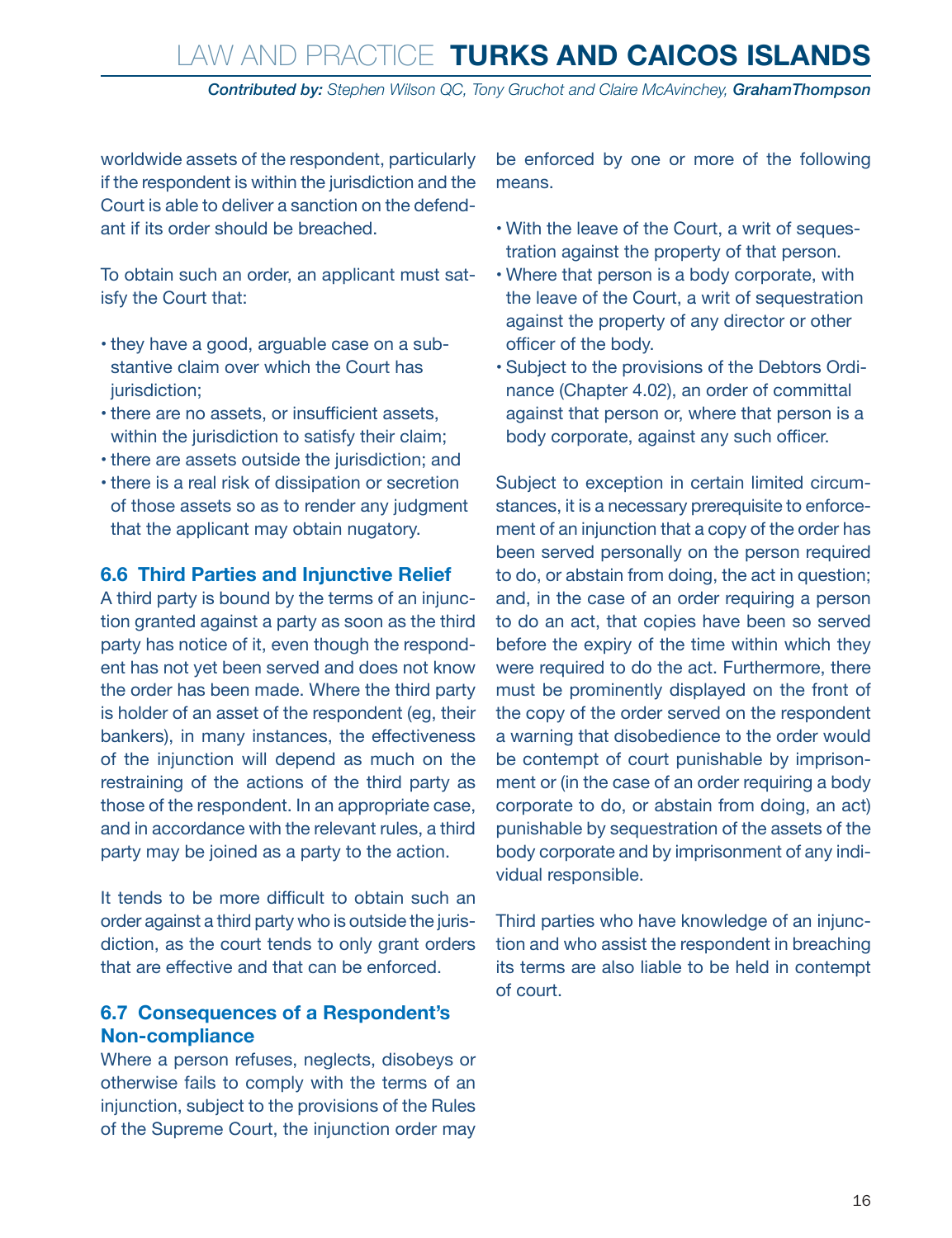worldwide assets of the respondent, particularly if the respondent is within the jurisdiction and the Court is able to deliver a sanction on the defendant if its order should be breached.

To obtain such an order, an applicant must satisfy the Court that:

- they have a good, arguable case on a substantive claim over which the Court has jurisdiction;
- there are no assets, or insufficient assets, within the jurisdiction to satisfy their claim;
- there are assets outside the jurisdiction; and
- there is a real risk of dissipation or secretion of those assets so as to render any judgment that the applicant may obtain nugatory.

### 6.6 Third Parties and Injunctive Relief

A third party is bound by the terms of an injunction granted against a party as soon as the third party has notice of it, even though the respondent has not yet been served and does not know the order has been made. Where the third party is holder of an asset of the respondent (eg, their bankers), in many instances, the effectiveness of the injunction will depend as much on the restraining of the actions of the third party as those of the respondent. In an appropriate case, and in accordance with the relevant rules, a third party may be joined as a party to the action.

It tends to be more difficult to obtain such an order against a third party who is outside the jurisdiction, as the court tends to only grant orders that are effective and that can be enforced.

### 6.7 Consequences of a Respondent's Non-compliance

Where a person refuses, neglects, disobeys or otherwise fails to comply with the terms of an injunction, subject to the provisions of the Rules of the Supreme Court, the injunction order may be enforced by one or more of the following means.

- With the leave of the Court, a writ of sequestration against the property of that person.
- Where that person is a body corporate, with the leave of the Court, a writ of sequestration against the property of any director or other officer of the body.
- Subject to the provisions of the Debtors Ordinance (Chapter 4.02), an order of committal against that person or, where that person is a body corporate, against any such officer.

Subject to exception in certain limited circumstances, it is a necessary prerequisite to enforcement of an injunction that a copy of the order has been served personally on the person required to do, or abstain from doing, the act in question; and, in the case of an order requiring a person to do an act, that copies have been so served before the expiry of the time within which they were required to do the act. Furthermore, there must be prominently displayed on the front of the copy of the order served on the respondent a warning that disobedience to the order would be contempt of court punishable by imprisonment or (in the case of an order requiring a body corporate to do, or abstain from doing, an act) punishable by sequestration of the assets of the body corporate and by imprisonment of any individual responsible.

Third parties who have knowledge of an injunction and who assist the respondent in breaching its terms are also liable to be held in contempt of court.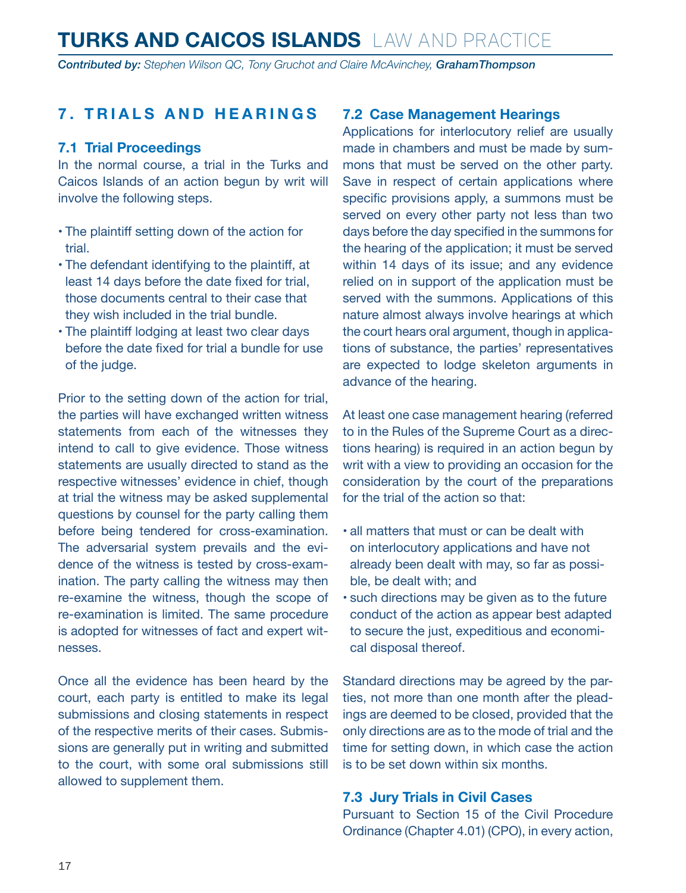## 7. TRIALS AND HEARINGS

### 7.1 Trial Proceedings

In the normal course, a trial in the Turks and Caicos Islands of an action begun by writ will involve the following steps.

- The plaintiff setting down of the action for trial.
- The defendant identifying to the plaintiff, at least 14 days before the date fixed for trial, those documents central to their case that they wish included in the trial bundle.
- The plaintiff lodging at least two clear days before the date fixed for trial a bundle for use of the judge.

Prior to the setting down of the action for trial, the parties will have exchanged written witness statements from each of the witnesses they intend to call to give evidence. Those witness statements are usually directed to stand as the respective witnesses' evidence in chief, though at trial the witness may be asked supplemental questions by counsel for the party calling them before being tendered for cross-examination. The adversarial system prevails and the evidence of the witness is tested by cross-examination. The party calling the witness may then re-examine the witness, though the scope of re-examination is limited. The same procedure is adopted for witnesses of fact and expert witnesses.

Once all the evidence has been heard by the court, each party is entitled to make its legal submissions and closing statements in respect of the respective merits of their cases. Submissions are generally put in writing and submitted to the court, with some oral submissions still allowed to supplement them.

### 7.2 Case Management Hearings

Applications for interlocutory relief are usually made in chambers and must be made by summons that must be served on the other party. Save in respect of certain applications where specific provisions apply, a summons must be served on every other party not less than two days before the day specified in the summons for the hearing of the application; it must be served within 14 days of its issue; and any evidence relied on in support of the application must be served with the summons. Applications of this nature almost always involve hearings at which the court hears oral argument, though in applications of substance, the parties' representatives are expected to lodge skeleton arguments in advance of the hearing.

At least one case management hearing (referred to in the Rules of the Supreme Court as a directions hearing) is required in an action begun by writ with a view to providing an occasion for the consideration by the court of the preparations for the trial of the action so that:

- all matters that must or can be dealt with on interlocutory applications and have not already been dealt with may, so far as possible, be dealt with; and
- such directions may be given as to the future conduct of the action as appear best adapted to secure the just, expeditious and economical disposal thereof.

Standard directions may be agreed by the parties, not more than one month after the pleadings are deemed to be closed, provided that the only directions are as to the mode of trial and the time for setting down, in which case the action is to be set down within six months.

### 7.3 Jury Trials in Civil Cases

Pursuant to Section 15 of the Civil Procedure Ordinance (Chapter 4.01) (CPO), in every action,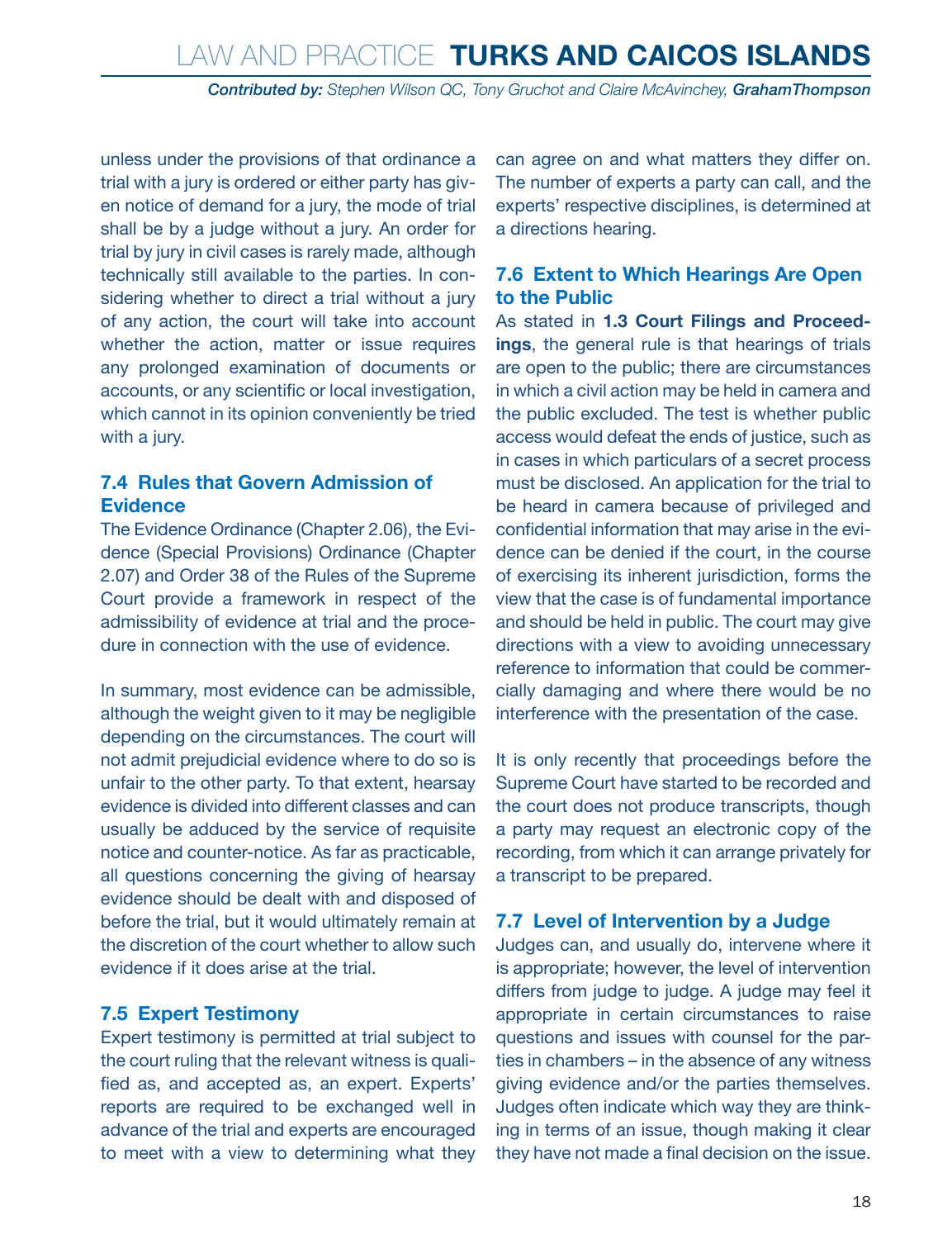unless under the provisions of that ordinance a trial with a jury is ordered or either party has given notice of demand for a jury, the mode of trial shall be by a judge without a jury. An order for trial by jury in civil cases is rarely made, although technically still available to the parties. In considering whether to direct a trial without a jury of any action, the court will take into account whether the action, matter or issue requires any prolonged examination of documents or accounts, or any scientific or local investigation, which cannot in its opinion conveniently be tried with a jury.

### 7.4 Rules that Govern Admission of Evidence

The Evidence Ordinance (Chapter 2.06), the Evidence (Special Provisions) Ordinance (Chapter 2.07) and Order 38 of the Rules of the Supreme Court provide a framework in respect of the admissibility of evidence at trial and the procedure in connection with the use of evidence.

In summary, most evidence can be admissible, although the weight given to it may be negligible depending on the circumstances. The court will not admit prejudicial evidence where to do so is unfair to the other party. To that extent, hearsay evidence is divided into different classes and can usually be adduced by the service of requisite notice and counter-notice. As far as practicable, all questions concerning the giving of hearsay evidence should be dealt with and disposed of before the trial, but it would ultimately remain at the discretion of the court whether to allow such evidence if it does arise at the trial.

### 7.5 Expert Testimony

Expert testimony is permitted at trial subject to the court ruling that the relevant witness is qualified as, and accepted as, an expert. Experts' reports are required to be exchanged well in advance of the trial and experts are encouraged to meet with a view to determining what they can agree on and what matters they differ on. The number of experts a party can call, and the experts' respective disciplines, is determined at a directions hearing.

### 7.6 Extent to Which Hearings Are Open to the Public

As stated in **1.3 Court Filings and Proceedings**, the general rule is that hearings of trials are open to the public; there are circumstances in which a civil action may be held in camera and the public excluded. The test is whether public access would defeat the ends of justice, such as in cases in which particulars of a secret process must be disclosed. An application for the trial to be heard in camera because of privileged and confidential information that may arise in the evidence can be denied if the court, in the course of exercising its inherent jurisdiction, forms the view that the case is of fundamental importance and should be held in public. The court may give directions with a view to avoiding unnecessary reference to information that could be commercially damaging and where there would be no interference with the presentation of the case.

It is only recently that proceedings before the Supreme Court have started to be recorded and the court does not produce transcripts, though a party may request an electronic copy of the recording, from which it can arrange privately for a transcript to be prepared.

### 7.7 Level of Intervention by a Judge

Judges can, and usually do, intervene where it is appropriate; however, the level of intervention differs from judge to judge. A judge may feel it appropriate in certain circumstances to raise questions and issues with counsel for the parties in chambers – in the absence of any witness giving evidence and/or the parties themselves. Judges often indicate which way they are thinking in terms of an issue, though making it clear they have not made a final decision on the issue.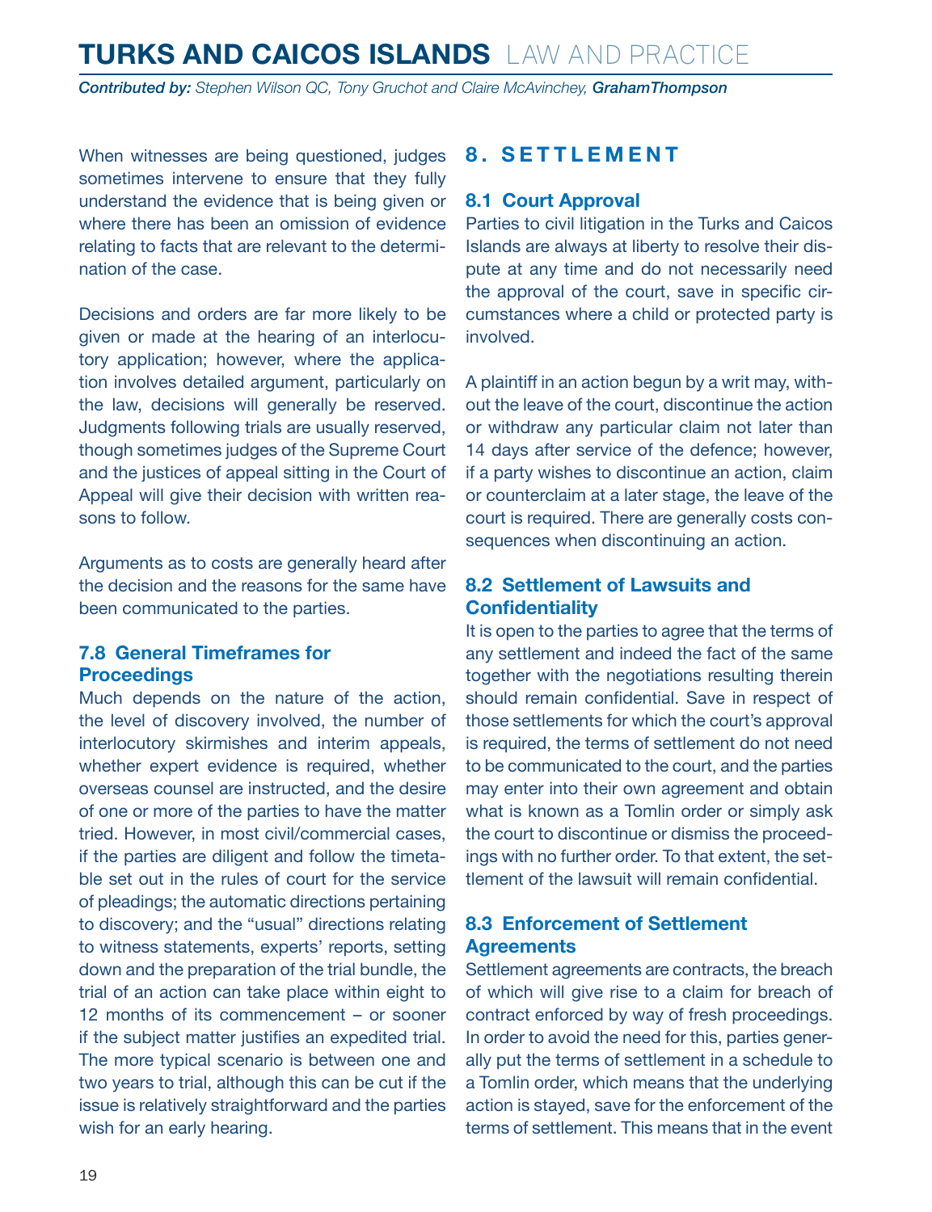When witnesses are being questioned, judges sometimes intervene to ensure that they fully understand the evidence that is being given or where there has been an omission of evidence relating to facts that are relevant to the determination of the case.

Decisions and orders are far more likely to be given or made at the hearing of an interlocutory application; however, where the application involves detailed argument, particularly on the law, decisions will generally be reserved. Judgments following trials are usually reserved, though sometimes judges of the Supreme Court and the justices of appeal sitting in the Court of Appeal will give their decision with written reasons to follow.

Arguments as to costs are generally heard after the decision and the reasons for the same have been communicated to the parties.

### 7.8 General Timeframes for Proceedings

Much depends on the nature of the action, the level of discovery involved, the number of interlocutory skirmishes and interim appeals, whether expert evidence is required, whether overseas counsel are instructed, and the desire of one or more of the parties to have the matter tried. However, in most civil/commercial cases, if the parties are diligent and follow the timetable set out in the rules of court for the service of pleadings; the automatic directions pertaining to discovery; and the "usual" directions relating to witness statements, experts' reports, setting down and the preparation of the trial bundle, the trial of an action can take place within eight to 12 months of its commencement – or sooner if the subject matter justifies an expedited trial. The more typical scenario is between one and two years to trial, although this can be cut if the issue is relatively straightforward and the parties wish for an early hearing.

## 8. SETTLEMENT

### 8.1 Court Approval

Parties to civil litigation in the Turks and Caicos Islands are always at liberty to resolve their dispute at any time and do not necessarily need the approval of the court, save in specific circumstances where a child or protected party is involved.

A plaintiff in an action begun by a writ may, without the leave of the court, discontinue the action or withdraw any particular claim not later than 14 days after service of the defence; however, if a party wishes to discontinue an action, claim or counterclaim at a later stage, the leave of the court is required. There are generally costs consequences when discontinuing an action.

### 8.2 Settlement of Lawsuits and Confidentiality

It is open to the parties to agree that the terms of any settlement and indeed the fact of the same together with the negotiations resulting therein should remain confidential. Save in respect of those settlements for which the court's approval is required, the terms of settlement do not need to be communicated to the court, and the parties may enter into their own agreement and obtain what is known as a Tomlin order or simply ask the court to discontinue or dismiss the proceedings with no further order. To that extent, the settlement of the lawsuit will remain confidential.

### 8.3 Enforcement of Settlement Agreements

Settlement agreements are contracts, the breach of which will give rise to a claim for breach of contract enforced by way of fresh proceedings. In order to avoid the need for this, parties generally put the terms of settlement in a schedule to a Tomlin order, which means that the underlying action is stayed, save for the enforcement of the terms of settlement. This means that in the event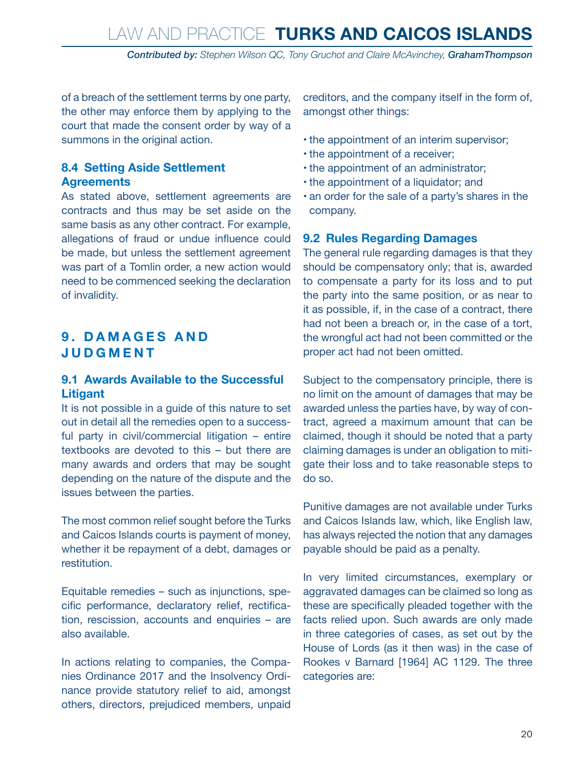of a breach of the settlement terms by one party, the other may enforce them by applying to the court that made the consent order by way of a summons in the original action.

### 8.4 Setting Aside Settlement Agreements

As stated above, settlement agreements are contracts and thus may be set aside on the same basis as any other contract. For example, allegations of fraud or undue influence could be made, but unless the settlement agreement was part of a Tomlin order, a new action would need to be commenced seeking the declaration of invalidity.

## 9. DAMAGES AND JUDGMENT

### 9.1 Awards Available to the Successful Litigant

It is not possible in a guide of this nature to set out in detail all the remedies open to a successful party in civil/commercial litigation – entire textbooks are devoted to this – but there are many awards and orders that may be sought depending on the nature of the dispute and the issues between the parties.

The most common relief sought before the Turks and Caicos Islands courts is payment of money, whether it be repayment of a debt, damages or restitution.

Equitable remedies – such as injunctions, specific performance, declaratory relief, rectification, rescission, accounts and enquiries – are also available.

In actions relating to companies, the Companies Ordinance 2017 and the Insolvency Ordinance provide statutory relief to aid, amongst others, directors, prejudiced members, unpaid creditors, and the company itself in the form of, amongst other things:

- the appointment of an interim supervisor;
- the appointment of a receiver;
- the appointment of an administrator;
- the appointment of a liquidator; and
- an order for the sale of a party's shares in the company.

### 9.2 Rules Regarding Damages

The general rule regarding damages is that they should be compensatory only; that is, awarded to compensate a party for its loss and to put the party into the same position, or as near to it as possible, if, in the case of a contract, there had not been a breach or, in the case of a tort, the wrongful act had not been committed or the proper act had not been omitted.

Subject to the compensatory principle, there is no limit on the amount of damages that may be awarded unless the parties have, by way of contract, agreed a maximum amount that can be claimed, though it should be noted that a party claiming damages is under an obligation to mitigate their loss and to take reasonable steps to do so.

Punitive damages are not available under Turks and Caicos Islands law, which, like English law, has always rejected the notion that any damages payable should be paid as a penalty.

In very limited circumstances, exemplary or aggravated damages can be claimed so long as these are specifically pleaded together with the facts relied upon. Such awards are only made in three categories of cases, as set out by the House of Lords (as it then was) in the case of Rookes v Barnard [1964] AC 1129. The three categories are: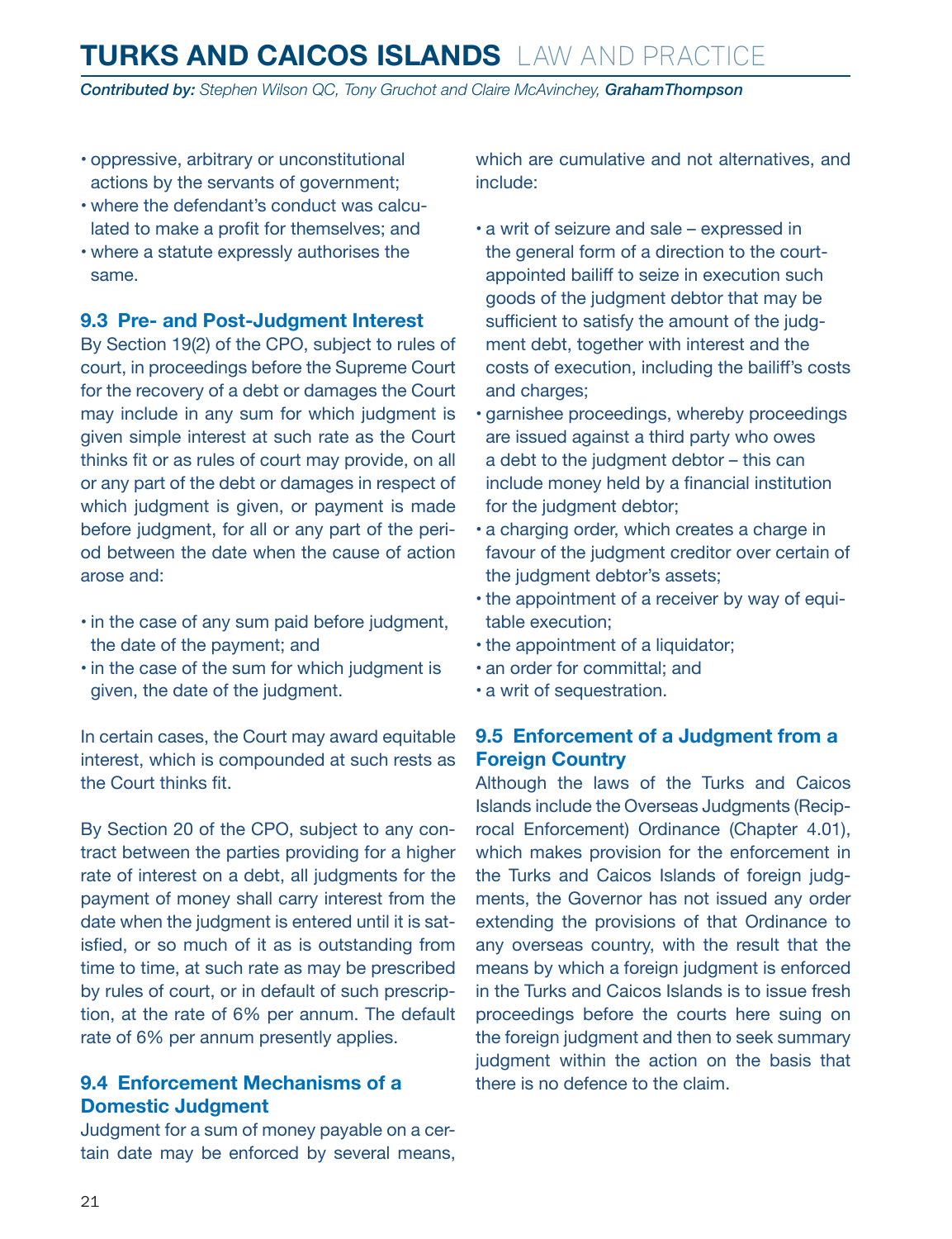- oppressive, arbitrary or unconstitutional actions by the servants of government;
- where the defendant's conduct was calculated to make a profit for themselves; and
- where a statute expressly authorises the same.

### 9.3 Pre- and Post-Judgment Interest

By Section 19(2) of the CPO, subject to rules of court, in proceedings before the Supreme Court for the recovery of a debt or damages the Court may include in any sum for which judgment is given simple interest at such rate as the Court thinks fit or as rules of court may provide, on all or any part of the debt or damages in respect of which judgment is given, or payment is made before judgment, for all or any part of the period between the date when the cause of action arose and:

- in the case of any sum paid before judgment, the date of the payment; and
- in the case of the sum for which judgment is given, the date of the judgment.

In certain cases, the Court may award equitable interest, which is compounded at such rests as the Court thinks fit.

By Section 20 of the CPO, subject to any contract between the parties providing for a higher rate of interest on a debt, all judgments for the payment of money shall carry interest from the date when the judgment is entered until it is satisfied, or so much of it as is outstanding from time to time, at such rate as may be prescribed by rules of court, or in default of such prescription, at the rate of 6% per annum. The default rate of 6% per annum presently applies.

### 9.4 Enforcement Mechanisms of a Domestic Judgment

Judgment for a sum of money payable on a certain date may be enforced by several means, which are cumulative and not alternatives, and include:

- a writ of seizure and sale – expressed in the general form of a direction to the court-appointed bailiff to seize in execution such goods of the judgment debtor that may be sufficient to satisfy the amount of the judgment debt, together with interest and the costs of execution, including the bailiff's costs and charges;
- garnishee proceedings, whereby proceedings are issued against a third party who owes a debt to the judgment debtor – this can include money held by a financial institution for the judgment debtor;
- a charging order, which creates a charge in favour of the judgment creditor over certain of the judgment debtor's assets;
- the appointment of a receiver by way of equitable execution;
- the appointment of a liquidator;
- an order for committal; and
- a writ of sequestration.

### 9.5 Enforcement of a Judgment from a Foreign Country

Although the laws of the Turks and Caicos Islands include the Overseas Judgments (Reciprocal Enforcement) Ordinance (Chapter 4.01), which makes provision for the enforcement in the Turks and Caicos Islands of foreign judgments, the Governor has not issued any order extending the provisions of that Ordinance to any overseas country, with the result that the means by which a foreign judgment is enforced in the Turks and Caicos Islands is to issue fresh proceedings before the courts here suing on the foreign judgment and then to seek summary judgment within the action on the basis that there is no defence to the claim.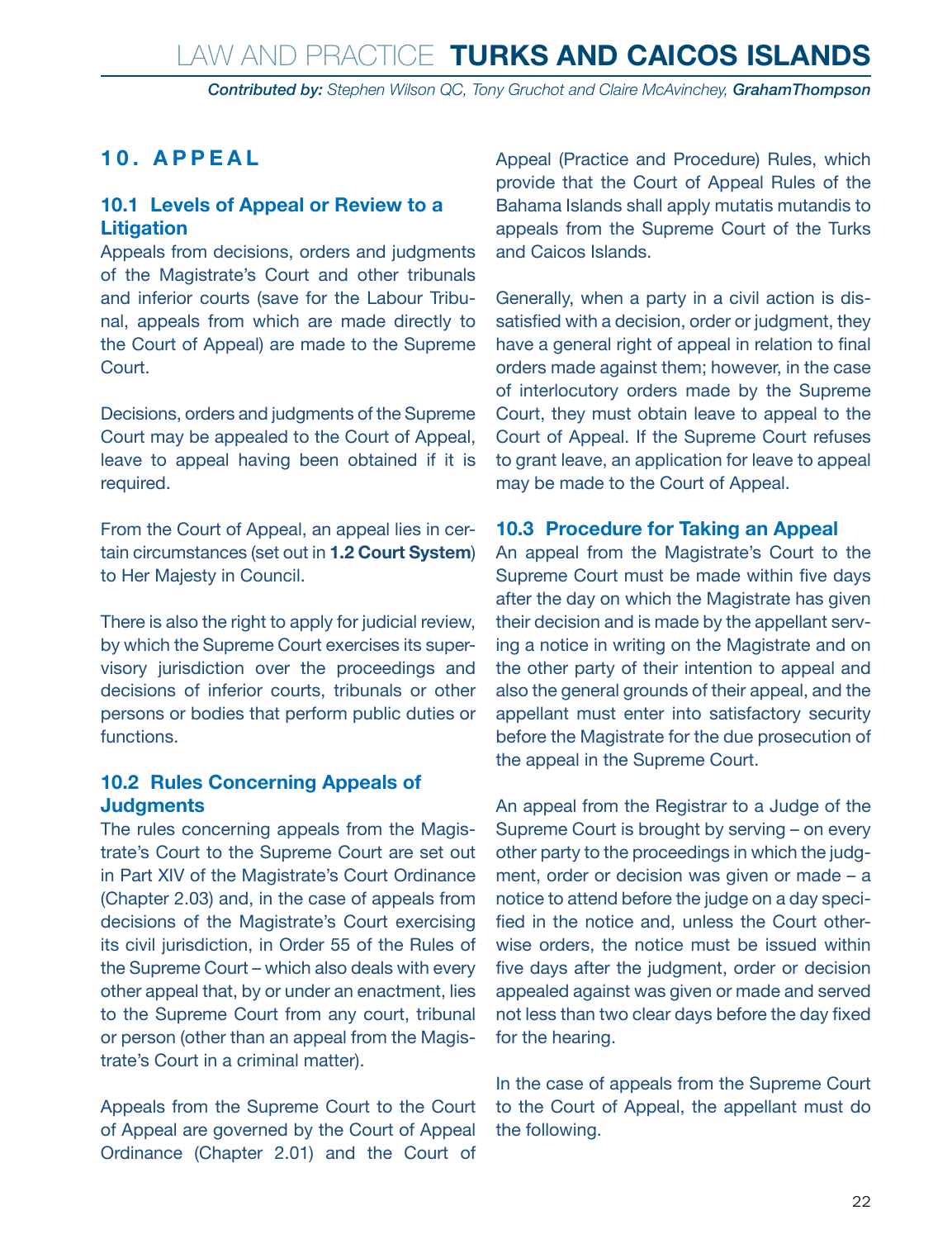## 10. APPEAL

### 10.1 Levels of Appeal or Review to a Litigation

Appeals from decisions, orders and judgments of the Magistrate's Court and other tribunals and inferior courts (save for the Labour Tribunal, appeals from which are made directly to the Court of Appeal) are made to the Supreme Court.

Decisions, orders and judgments of the Supreme Court may be appealed to the Court of Appeal, leave to appeal having been obtained if it is required.

From the Court of Appeal, an appeal lies in certain circumstances (set out in **1.2 Court System**) to Her Majesty in Council.

There is also the right to apply for judicial review, by which the Supreme Court exercises its supervisory jurisdiction over the proceedings and decisions of inferior courts, tribunals or other persons or bodies that perform public duties or functions.

### 10.2 Rules Concerning Appeals of Judgments

The rules concerning appeals from the Magistrate's Court to the Supreme Court are set out in Part XIV of the Magistrate's Court Ordinance (Chapter 2.03) and, in the case of appeals from decisions of the Magistrate's Court exercising its civil jurisdiction, in Order 55 of the Rules of the Supreme Court – which also deals with every other appeal that, by or under an enactment, lies to the Supreme Court from any court, tribunal or person (other than an appeal from the Magistrate's Court in a criminal matter).

Appeals from the Supreme Court to the Court of Appeal are governed by the Court of Appeal Ordinance (Chapter 2.01) and the Court of Appeal (Practice and Procedure) Rules, which provide that the Court of Appeal Rules of the Bahama Islands shall apply mutatis mutandis to appeals from the Supreme Court of the Turks and Caicos Islands.

Generally, when a party in a civil action is dissatisfied with a decision, order or judgment, they have a general right of appeal in relation to final orders made against them; however, in the case of interlocutory orders made by the Supreme Court, they must obtain leave to appeal to the Court of Appeal. If the Supreme Court refuses to grant leave, an application for leave to appeal may be made to the Court of Appeal.

### 10.3 Procedure for Taking an Appeal

An appeal from the Magistrate's Court to the Supreme Court must be made within five days after the day on which the Magistrate has given their decision and is made by the appellant serving a notice in writing on the Magistrate and on the other party of their intention to appeal and also the general grounds of their appeal, and the appellant must enter into satisfactory security before the Magistrate for the due prosecution of the appeal in the Supreme Court.

An appeal from the Registrar to a Judge of the Supreme Court is brought by serving – on every other party to the proceedings in which the judgment, order or decision was given or made – a notice to attend before the judge on a day specified in the notice and, unless the Court otherwise orders, the notice must be issued within five days after the judgment, order or decision appealed against was given or made and served not less than two clear days before the day fixed for the hearing.

In the case of appeals from the Supreme Court to the Court of Appeal, the appellant must do the following.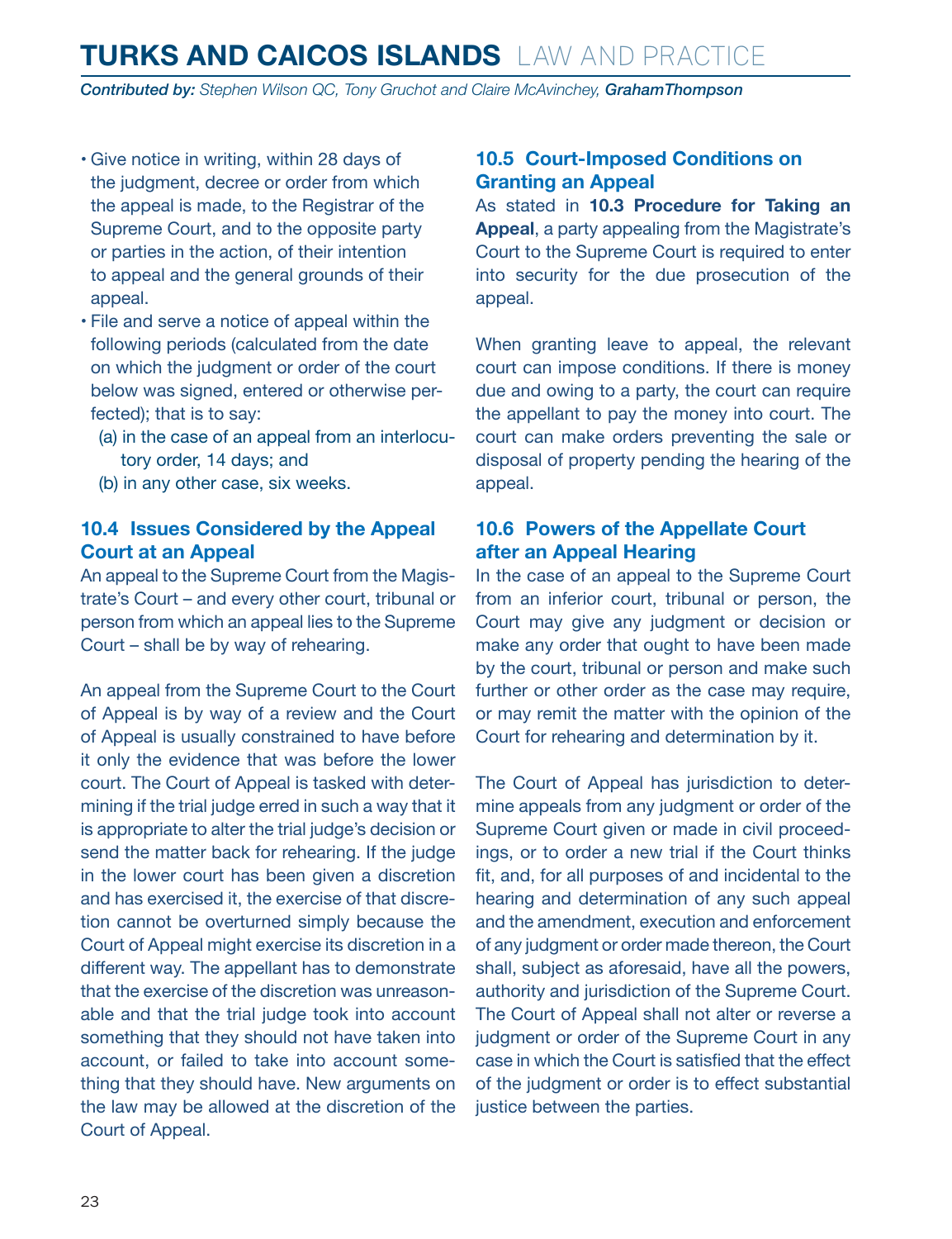- Give notice in writing, within 28 days of the judgment, decree or order from which the appeal is made, to the Registrar of the Supreme Court, and to the opposite party or parties in the action, of their intention to appeal and the general grounds of their appeal.
- File and serve a notice of appeal within the following periods (calculated from the date on which the judgment or order of the court below was signed, entered or otherwise perfected); that is to say:
  - (a) in the case of an appeal from an interlocutory order, 14 days; and
  - (b) in any other case, six weeks.

### 10.4 Issues Considered by the Appeal Court at an Appeal

An appeal to the Supreme Court from the Magistrate's Court – and every other court, tribunal or person from which an appeal lies to the Supreme Court – shall be by way of rehearing.

An appeal from the Supreme Court to the Court of Appeal is by way of a review and the Court of Appeal is usually constrained to have before it only the evidence that was before the lower court. The Court of Appeal is tasked with determining if the trial judge erred in such a way that it is appropriate to alter the trial judge's decision or send the matter back for rehearing. If the judge in the lower court has been given a discretion and has exercised it, the exercise of that discretion cannot be overturned simply because the Court of Appeal might exercise its discretion in a different way. The appellant has to demonstrate that the exercise of the discretion was unreasonable and that the trial judge took into account something that they should not have taken into account, or failed to take into account something that they should have. New arguments on the law may be allowed at the discretion of the Court of Appeal.

### 10.5 Court-Imposed Conditions on Granting an Appeal

As stated in **10.3 Procedure for Taking an Appeal**, a party appealing from the Magistrate's Court to the Supreme Court is required to enter into security for the due prosecution of the appeal.

When granting leave to appeal, the relevant court can impose conditions. If there is money due and owing to a party, the court can require the appellant to pay the money into court. The court can make orders preventing the sale or disposal of property pending the hearing of the appeal.

### 10.6 Powers of the Appellate Court after an Appeal Hearing

In the case of an appeal to the Supreme Court from an inferior court, tribunal or person, the Court may give any judgment or decision or make any order that ought to have been made by the court, tribunal or person and make such further or other order as the case may require, or may remit the matter with the opinion of the Court for rehearing and determination by it.

The Court of Appeal has jurisdiction to determine appeals from any judgment or order of the Supreme Court given or made in civil proceedings, or to order a new trial if the Court thinks fit, and, for all purposes of and incidental to the hearing and determination of any such appeal and the amendment, execution and enforcement of any judgment or order made thereon, the Court shall, subject as aforesaid, have all the powers, authority and jurisdiction of the Supreme Court. The Court of Appeal shall not alter or reverse a judgment or order of the Supreme Court in any case in which the Court is satisfied that the effect of the judgment or order is to effect substantial justice between the parties.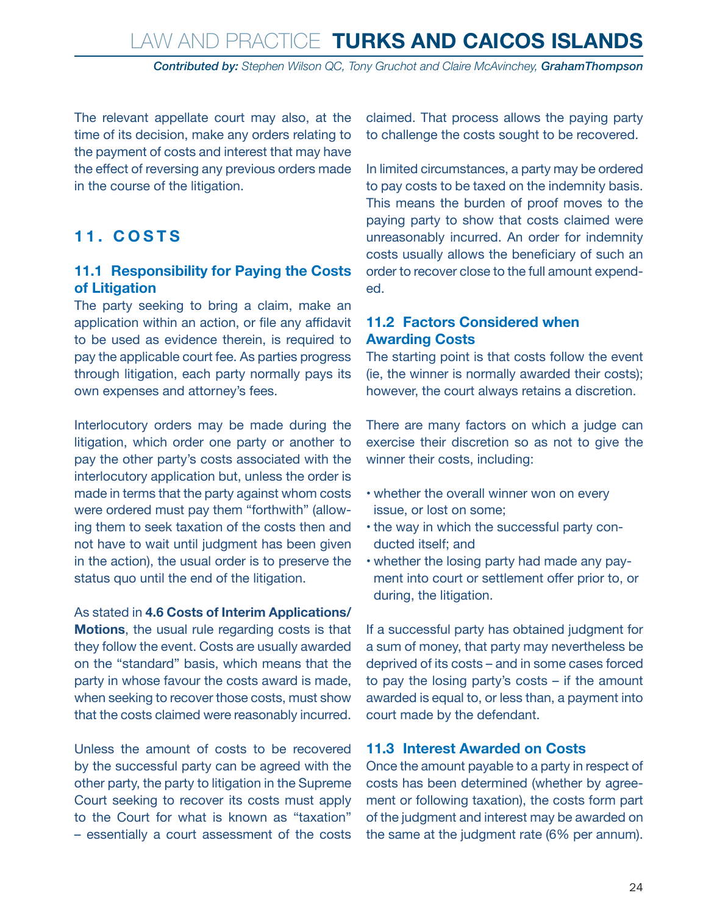The relevant appellate court may also, at the time of its decision, make any orders relating to the payment of costs and interest that may have the effect of reversing any previous orders made in the course of the litigation.

## 11. COSTS

### 11.1 Responsibility for Paying the Costs of Litigation

The party seeking to bring a claim, make an application within an action, or file any affidavit to be used as evidence therein, is required to pay the applicable court fee. As parties progress through litigation, each party normally pays its own expenses and attorney's fees.

Interlocutory orders may be made during the litigation, which order one party or another to pay the other party's costs associated with the interlocutory application but, unless the order is made in terms that the party against whom costs were ordered must pay them "forthwith" (allowing them to seek taxation of the costs then and not have to wait until judgment has been given in the action), the usual order is to preserve the status quo until the end of the litigation.

As stated in **4.6 Costs of Interim Applications/ Motions**, the usual rule regarding costs is that they follow the event. Costs are usually awarded on the "standard" basis, which means that the party in whose favour the costs award is made, when seeking to recover those costs, must show that the costs claimed were reasonably incurred.

Unless the amount of costs to be recovered by the successful party can be agreed with the other party, the party to litigation in the Supreme Court seeking to recover its costs must apply to the Court for what is known as "taxation" – essentially a court assessment of the costs claimed. That process allows the paying party to challenge the costs sought to be recovered.

In limited circumstances, a party may be ordered to pay costs to be taxed on the indemnity basis. This means the burden of proof moves to the paying party to show that costs claimed were unreasonably incurred. An order for indemnity costs usually allows the beneficiary of such an order to recover close to the full amount expended.

### 11.2 Factors Considered when Awarding Costs

The starting point is that costs follow the event (ie, the winner is normally awarded their costs); however, the court always retains a discretion.

There are many factors on which a judge can exercise their discretion so as not to give the winner their costs, including:

- whether the overall winner won on every issue, or lost on some;
- the way in which the successful party conducted itself; and
- whether the losing party had made any payment into court or settlement offer prior to, or during, the litigation.

If a successful party has obtained judgment for a sum of money, that party may nevertheless be deprived of its costs – and in some cases forced to pay the losing party's costs – if the amount awarded is equal to, or less than, a payment into court made by the defendant.

### 11.3 Interest Awarded on Costs

Once the amount payable to a party in respect of costs has been determined (whether by agreement or following taxation), the costs form part of the judgment and interest may be awarded on the same at the judgment rate (6% per annum).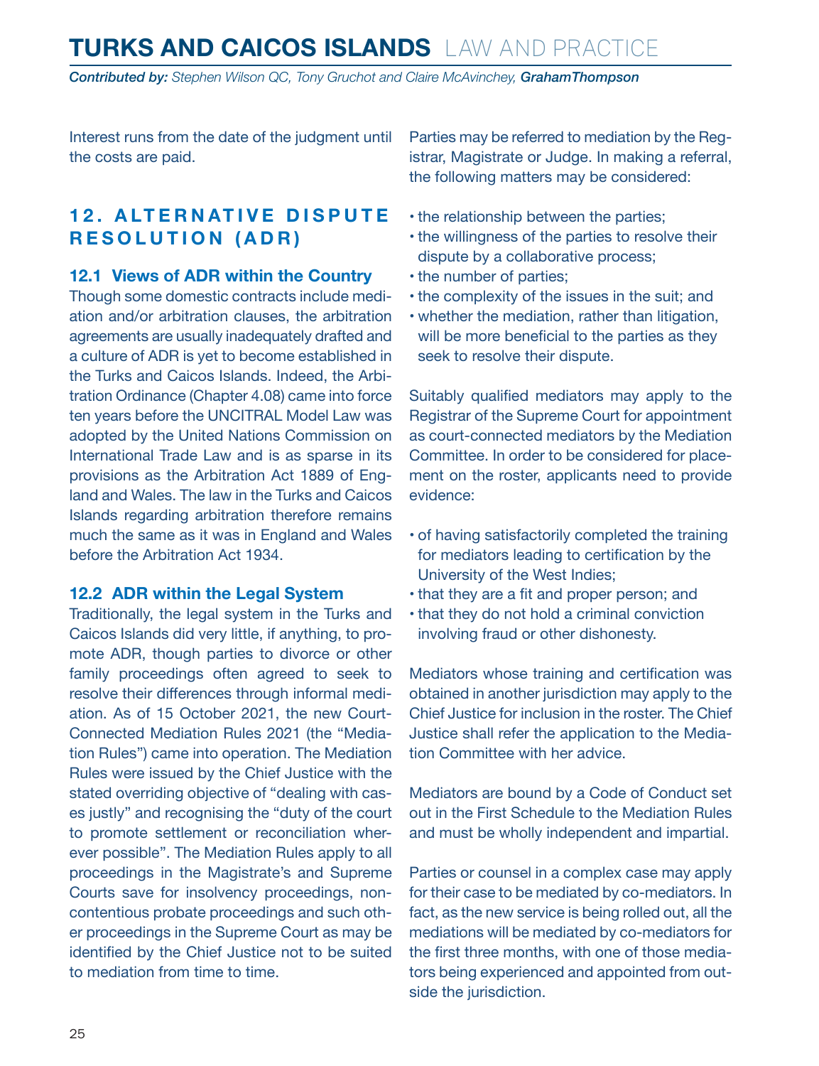Interest runs from the date of the judgment until the costs are paid.

## 12. ALTERNATIVE DISPUTE RESOLUTION (ADR)

### 12.1 Views of ADR within the Country

Though some domestic contracts include mediation and/or arbitration clauses, the arbitration agreements are usually inadequately drafted and a culture of ADR is yet to become established in the Turks and Caicos Islands. Indeed, the Arbitration Ordinance (Chapter 4.08) came into force ten years before the UNCITRAL Model Law was adopted by the United Nations Commission on International Trade Law and is as sparse in its provisions as the Arbitration Act 1889 of England and Wales. The law in the Turks and Caicos Islands regarding arbitration therefore remains much the same as it was in England and Wales before the Arbitration Act 1934.

### 12.2 ADR within the Legal System

Traditionally, the legal system in the Turks and Caicos Islands did very little, if anything, to promote ADR, though parties to divorce or other family proceedings often agreed to seek to resolve their differences through informal mediation. As of 15 October 2021, the new Court-Connected Mediation Rules 2021 (the "Mediation Rules") came into operation. The Mediation Rules were issued by the Chief Justice with the stated overriding objective of "dealing with cases justly" and recognising the "duty of the court to promote settlement or reconciliation wherever possible". The Mediation Rules apply to all proceedings in the Magistrate's and Supreme Courts save for insolvency proceedings, non-contentious probate proceedings and such other proceedings in the Supreme Court as may be identified by the Chief Justice not to be suited to mediation from time to time.

Parties may be referred to mediation by the Registrar, Magistrate or Judge. In making a referral, the following matters may be considered:

- the relationship between the parties;
- the willingness of the parties to resolve their dispute by a collaborative process;
- the number of parties;
- the complexity of the issues in the suit; and
- whether the mediation, rather than litigation, will be more beneficial to the parties as they seek to resolve their dispute.

Suitably qualified mediators may apply to the Registrar of the Supreme Court for appointment as court-connected mediators by the Mediation Committee. In order to be considered for placement on the roster, applicants need to provide evidence:

- of having satisfactorily completed the training for mediators leading to certification by the University of the West Indies;
- that they are a fit and proper person; and
- that they do not hold a criminal conviction involving fraud or other dishonesty.

Mediators whose training and certification was obtained in another jurisdiction may apply to the Chief Justice for inclusion in the roster. The Chief Justice shall refer the application to the Mediation Committee with her advice.

Mediators are bound by a Code of Conduct set out in the First Schedule to the Mediation Rules and must be wholly independent and impartial.

Parties or counsel in a complex case may apply for their case to be mediated by co-mediators. In fact, as the new service is being rolled out, all the mediations will be mediated by co-mediators for the first three months, with one of those mediators being experienced and appointed from outside the jurisdiction.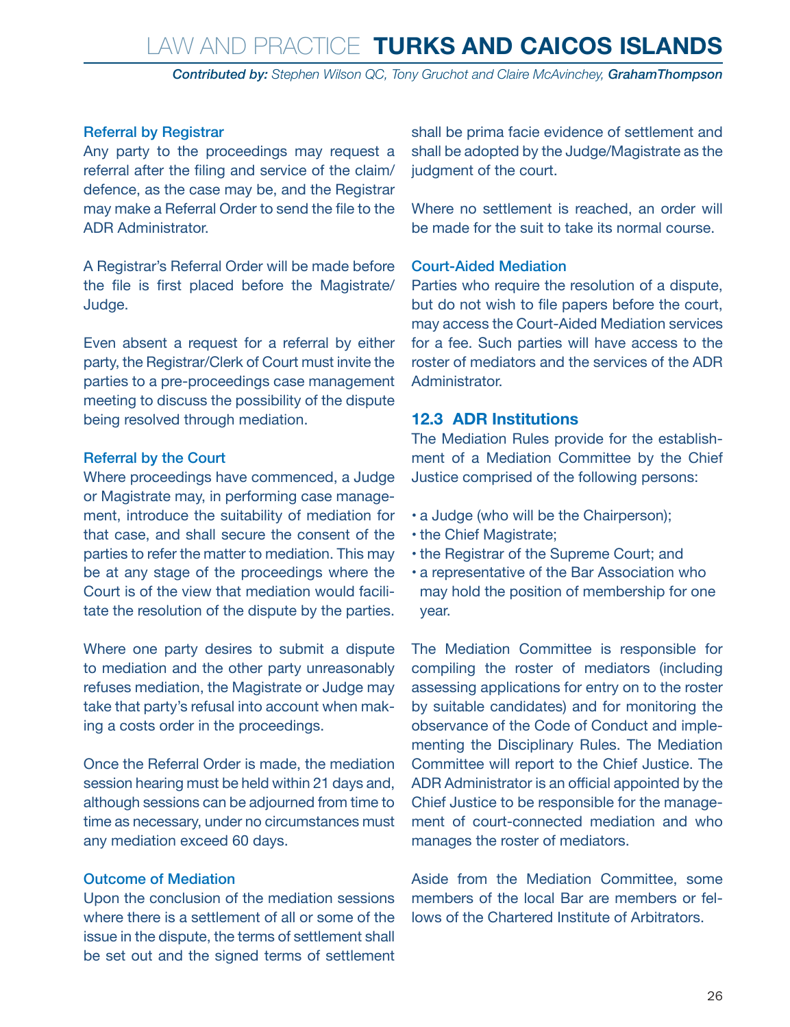#### Referral by Registrar

Any party to the proceedings may request a referral after the filing and service of the claim/defence, as the case may be, and the Registrar may make a Referral Order to send the file to the ADR Administrator.

A Registrar's Referral Order will be made before the file is first placed before the Magistrate/Judge.

Even absent a request for a referral by either party, the Registrar/Clerk of Court must invite the parties to a pre-proceedings case management meeting to discuss the possibility of the dispute being resolved through mediation.

#### Referral by the Court

Where proceedings have commenced, a Judge or Magistrate may, in performing case management, introduce the suitability of mediation for that case, and shall secure the consent of the parties to refer the matter to mediation. This may be at any stage of the proceedings where the Court is of the view that mediation would facilitate the resolution of the dispute by the parties.

Where one party desires to submit a dispute to mediation and the other party unreasonably refuses mediation, the Magistrate or Judge may take that party's refusal into account when making a costs order in the proceedings.

Once the Referral Order is made, the mediation session hearing must be held within 21 days and, although sessions can be adjourned from time to time as necessary, under no circumstances must any mediation exceed 60 days.

#### Outcome of Mediation

Upon the conclusion of the mediation sessions where there is a settlement of all or some of the issue in the dispute, the terms of settlement shall be set out and the signed terms of settlement shall be prima facie evidence of settlement and shall be adopted by the Judge/Magistrate as the judgment of the court.

Where no settlement is reached, an order will be made for the suit to take its normal course.

#### Court-Aided Mediation

Parties who require the resolution of a dispute, but do not wish to file papers before the court, may access the Court-Aided Mediation services for a fee. Such parties will have access to the roster of mediators and the services of the ADR Administrator.

### 12.3 ADR Institutions

The Mediation Rules provide for the establishment of a Mediation Committee by the Chief Justice comprised of the following persons:

- a Judge (who will be the Chairperson);
- the Chief Magistrate;
- the Registrar of the Supreme Court; and
- a representative of the Bar Association who may hold the position of membership for one year.

The Mediation Committee is responsible for compiling the roster of mediators (including assessing applications for entry on to the roster by suitable candidates) and for monitoring the observance of the Code of Conduct and implementing the Disciplinary Rules. The Mediation Committee will report to the Chief Justice. The ADR Administrator is an official appointed by the Chief Justice to be responsible for the management of court-connected mediation and who manages the roster of mediators.

Aside from the Mediation Committee, some members of the local Bar are members or fellows of the Chartered Institute of Arbitrators.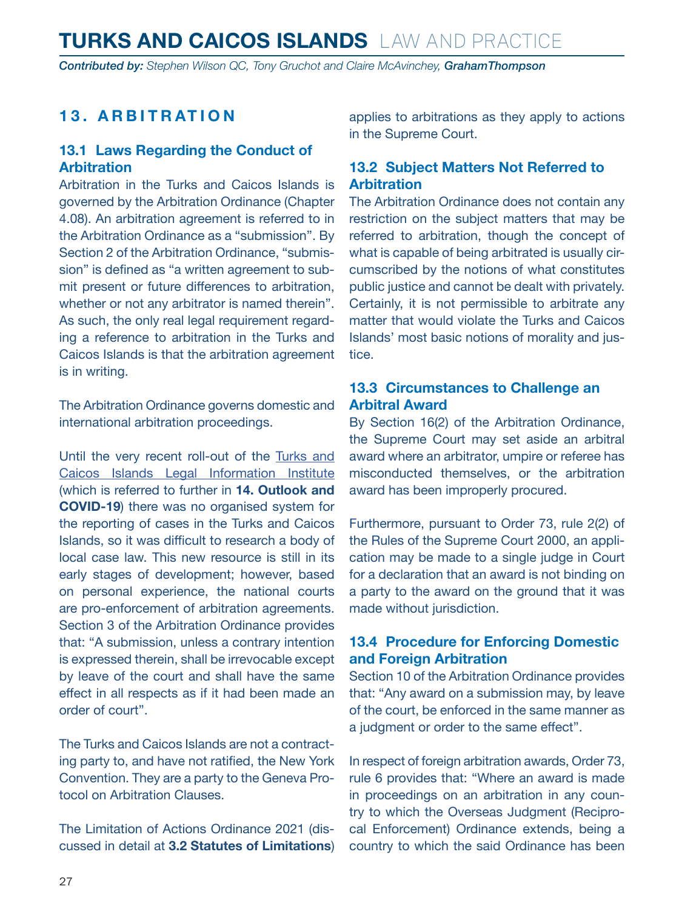## 13. ARBITRATION

### 13.1 Laws Regarding the Conduct of Arbitration

Arbitration in the Turks and Caicos Islands is governed by the Arbitration Ordinance (Chapter 4.08). An arbitration agreement is referred to in the Arbitration Ordinance as a "submission". By Section 2 of the Arbitration Ordinance, "submission" is defined as "a written agreement to submit present or future differences to arbitration, whether or not any arbitrator is named therein". As such, the only real legal requirement regarding a reference to arbitration in the Turks and Caicos Islands is that the arbitration agreement is in writing.

The Arbitration Ordinance governs domestic and international arbitration proceedings.

Until the very recent roll-out of the Turks and Caicos Islands Legal Information Institute (which is referred to further in **14. Outlook and COVID-19**) there was no organised system for the reporting of cases in the Turks and Caicos Islands, so it was difficult to research a body of local case law. This new resource is still in its early stages of development; however, based on personal experience, the national courts are pro-enforcement of arbitration agreements. Section 3 of the Arbitration Ordinance provides that: "A submission, unless a contrary intention is expressed therein, shall be irrevocable except by leave of the court and shall have the same effect in all respects as if it had been made an order of court".

The Turks and Caicos Islands are not a contracting party to, and have not ratified, the New York Convention. They are a party to the Geneva Protocol on Arbitration Clauses.

The Limitation of Actions Ordinance 2021 (discussed in detail at **3.2 Statutes of Limitations**) applies to arbitrations as they apply to actions in the Supreme Court.

### 13.2 Subject Matters Not Referred to Arbitration

The Arbitration Ordinance does not contain any restriction on the subject matters that may be referred to arbitration, though the concept of what is capable of being arbitrated is usually circumscribed by the notions of what constitutes public justice and cannot be dealt with privately. Certainly, it is not permissible to arbitrate any matter that would violate the Turks and Caicos Islands' most basic notions of morality and justice.

### 13.3 Circumstances to Challenge an Arbitral Award

By Section 16(2) of the Arbitration Ordinance, the Supreme Court may set aside an arbitral award where an arbitrator, umpire or referee has misconducted themselves, or the arbitration award has been improperly procured.

Furthermore, pursuant to Order 73, rule 2(2) of the Rules of the Supreme Court 2000, an application may be made to a single judge in Court for a declaration that an award is not binding on a party to the award on the ground that it was made without jurisdiction.

### 13.4 Procedure for Enforcing Domestic and Foreign Arbitration

Section 10 of the Arbitration Ordinance provides that: "Any award on a submission may, by leave of the court, be enforced in the same manner as a judgment or order to the same effect".

In respect of foreign arbitration awards, Order 73, rule 6 provides that: "Where an award is made in proceedings on an arbitration in any country to which the Overseas Judgment (Reciprocal Enforcement) Ordinance extends, being a country to which the said Ordinance has been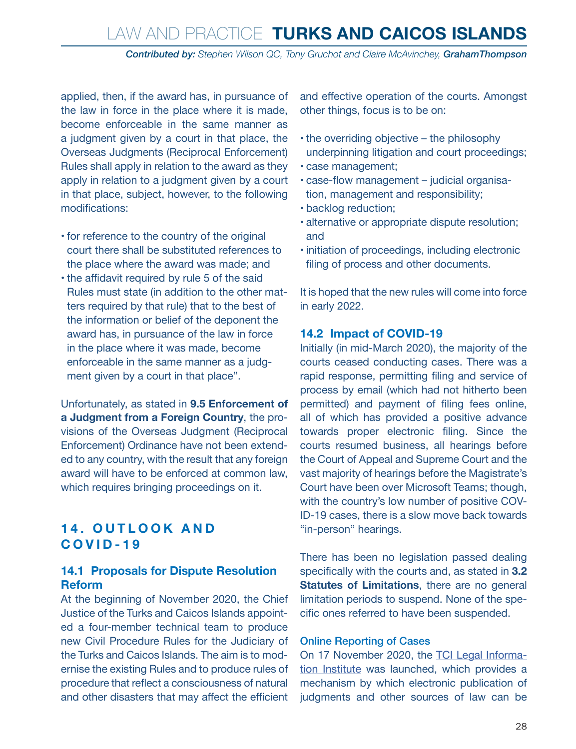applied, then, if the award has, in pursuance of the law in force in the place where it is made, become enforceable in the same manner as a judgment given by a court in that place, the Overseas Judgments (Reciprocal Enforcement) Rules shall apply in relation to the award as they apply in relation to a judgment given by a court in that place, subject, however, to the following modifications:

- for reference to the country of the original court there shall be substituted references to the place where the award was made; and
- the affidavit required by rule 5 of the said Rules must state (in addition to the other matters required by that rule) that to the best of the information or belief of the deponent the award has, in pursuance of the law in force in the place where it was made, become enforceable in the same manner as a judgment given by a court in that place".

Unfortunately, as stated in **9.5 Enforcement of a Judgment from a Foreign Country**, the provisions of the Overseas Judgment (Reciprocal Enforcement) Ordinance have not been extended to any country, with the result that any foreign award will have to be enforced at common law, which requires bringing proceedings on it.

## 14. OUTLOOK AND COVID-19

### 14.1 Proposals for Dispute Resolution Reform

At the beginning of November 2020, the Chief Justice of the Turks and Caicos Islands appointed a four-member technical team to produce new Civil Procedure Rules for the Judiciary of the Turks and Caicos Islands. The aim is to modernise the existing Rules and to produce rules of procedure that reflect a consciousness of natural and other disasters that may affect the efficient and effective operation of the courts. Amongst other things, focus is to be on:

- the overriding objective – the philosophy underpinning litigation and court proceedings;
- case management;
- case-flow management – judicial organisation, management and responsibility;
- backlog reduction;
- alternative or appropriate dispute resolution; and
- initiation of proceedings, including electronic filing of process and other documents.

It is hoped that the new rules will come into force in early 2022.

### 14.2 Impact of COVID-19

Initially (in mid-March 2020), the majority of the courts ceased conducting cases. There was a rapid response, permitting filing and service of process by email (which had not hitherto been permitted) and payment of filing fees online, all of which has provided a positive advance towards proper electronic filing. Since the courts resumed business, all hearings before the Court of Appeal and Supreme Court and the vast majority of hearings before the Magistrate's Court have been over Microsoft Teams; though, with the country's low number of positive COVID-19 cases, there is a slow move back towards "in-person" hearings.

There has been no legislation passed dealing specifically with the courts and, as stated in **3.2 Statutes of Limitations**, there are no general limitation periods to suspend. None of the specific ones referred to have been suspended.

#### Online Reporting of Cases

On 17 November 2020, the TCI Legal Information Institute was launched, which provides a mechanism by which electronic publication of judgments and other sources of law can be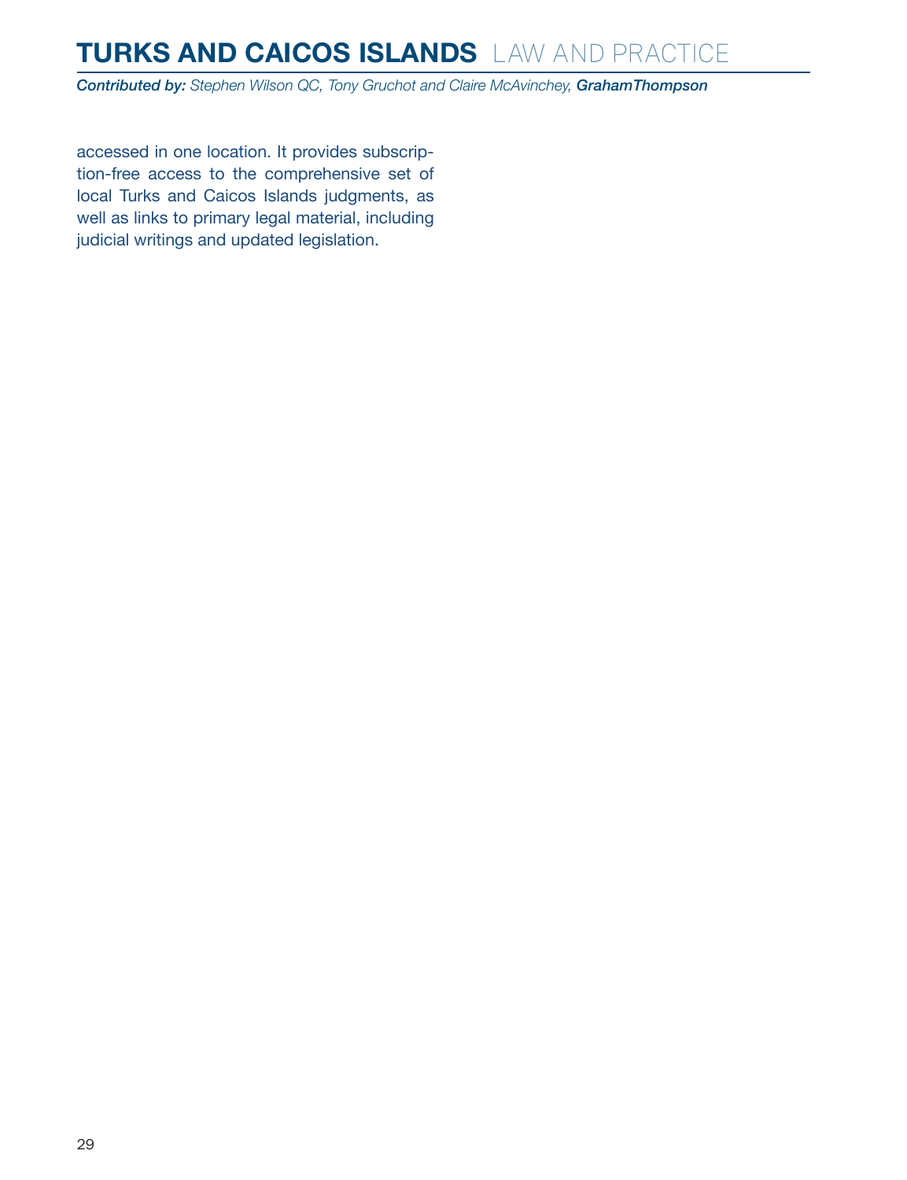accessed in one location. It provides subscription-free access to the comprehensive set of local Turks and Caicos Islands judgments, as well as links to primary legal material, including judicial writings and updated legislation.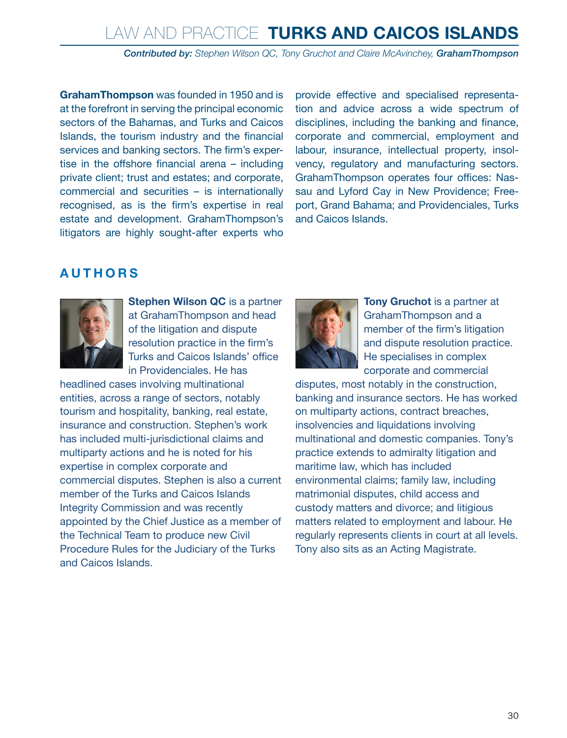**GrahamThompson** was founded in 1950 and is at the forefront in serving the principal economic sectors of the Bahamas, and Turks and Caicos Islands, the tourism industry and the financial services and banking sectors. The firm's expertise in the offshore financial arena – including private client; trust and estates; and corporate, commercial and securities – is internationally recognised, as is the firm's expertise in real estate and development. GrahamThompson's litigators are highly sought-after experts who provide effective and specialised representation and advice across a wide spectrum of disciplines, including the banking and finance, corporate and commercial, employment and labour, insurance, intellectual property, insolvency, regulatory and manufacturing sectors. GrahamThompson operates four offices: Nassau and Lyford Cay in New Providence; Freeport, Grand Bahama; and Providenciales, Turks and Caicos Islands.

## AUTHORS

**Stephen Wilson QC** is a partner at GrahamThompson and head of the litigation and dispute resolution practice in the firm's Turks and Caicos Islands' office in Providenciales. He has headlined cases involving multinational entities, across a range of sectors, notably tourism and hospitality, banking, real estate, insurance and construction. Stephen's work has included multi-jurisdictional claims and multiparty actions and he is noted for his expertise in complex corporate and commercial disputes. Stephen is also a current member of the Turks and Caicos Islands Integrity Commission and was recently appointed by the Chief Justice as a member of the Technical Team to produce new Civil Procedure Rules for the Judiciary of the Turks and Caicos Islands.

**Tony Gruchot** is a partner at GrahamThompson and a member of the firm's litigation and dispute resolution practice. He specialises in complex corporate and commercial disputes, most notably in the construction, banking and insurance sectors. He has worked on multiparty actions, contract breaches, insolvencies and liquidations involving multinational and domestic companies. Tony's practice extends to admiralty litigation and maritime law, which has included environmental claims; family law, including matrimonial disputes, child access and custody matters and divorce; and litigious matters related to employment and labour. He regularly represents clients in court at all levels. Tony also sits as an Acting Magistrate.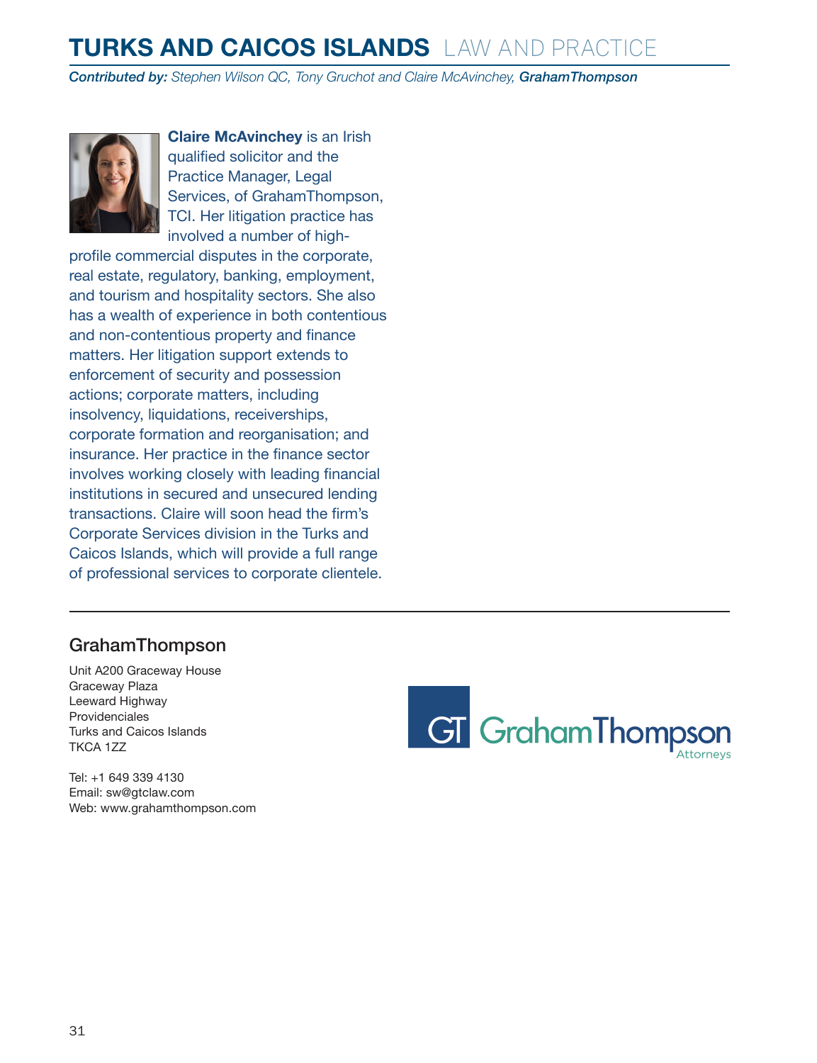**Claire McAvinchey** is an Irish qualified solicitor and the Practice Manager, Legal Services, of GrahamThompson, TCI. Her litigation practice has involved a number of high-profile commercial disputes in the corporate, real estate, regulatory, banking, employment, and tourism and hospitality sectors. She also has a wealth of experience in both contentious and non-contentious property and finance matters. Her litigation support extends to enforcement of security and possession actions; corporate matters, including insolvency, liquidations, receiverships, corporate formation and reorganisation; and insurance. Her practice in the finance sector involves working closely with leading financial institutions in secured and unsecured lending transactions. Claire will soon head the firm's Corporate Services division in the Turks and Caicos Islands, which will provide a full range of professional services to corporate clientele.

## GrahamThompson

Unit A200 Graceway House
Graceway Plaza
Leeward Highway
Providenciales
Turks and Caicos Islands
TKCA 1ZZ

Tel: +1 649 339 4130
Email: sw@gtclaw.com
Web: www.grahamthompson.com

GT GrahamThompson Attorneys